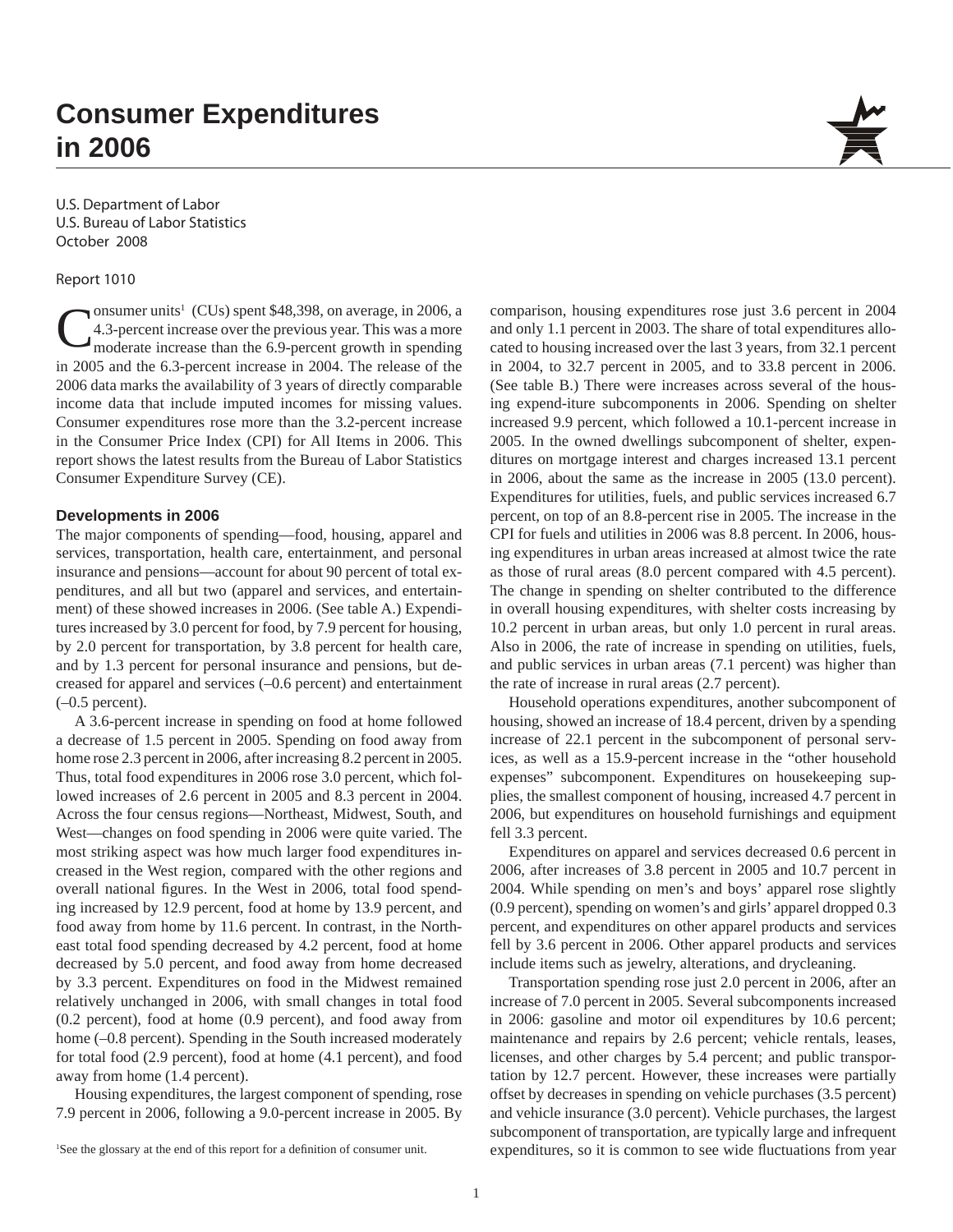# Consumer Expenditures in 2006

U.S. Department of Labor
U.S. Bureau of Labor Statistics
October 2008

Report 1010

Consumer units[1] (CUs) spent $48,398, on average, in 2006, a 4.3-percent increase over the previous year. This was a more moderate increase than the 6.9-percent growth in spending in 2005 and the 6.3-percent increase in 2004. The release of the 2006 data marks the availability of 3 years of directly comparable income data that include imputed incomes for missing values. Consumer expenditures rose more than the 3.2-percent increase in the Consumer Price Index (CPI) for All Items in 2006. This report shows the latest results from the Bureau of Labor Statistics Consumer Expenditure Survey (CE).

### Developments in 2006

The major components of spending—food, housing, apparel and services, transportation, health care, entertainment, and personal insurance and pensions—account for about 90 percent of total expenditures, and all but two (apparel and services, and entertainment) of these showed increases in 2006. (See table A.) Expenditures increased by 3.0 percent for food, by 7.9 percent for housing, by 2.0 percent for transportation, by 3.8 percent for health care, and by 1.3 percent for personal insurance and pensions, but decreased for apparel and services (–0.6 percent) and entertainment (–0.5 percent).

A 3.6-percent increase in spending on food at home followed a decrease of 1.5 percent in 2005. Spending on food away from home rose 2.3 percent in 2006, after increasing 8.2 percent in 2005. Thus, total food expenditures in 2006 rose 3.0 percent, which followed increases of 2.6 percent in 2005 and 8.3 percent in 2004. Across the four census regions—Northeast, Midwest, South, and West—changes on food spending in 2006 were quite varied. The most striking aspect was how much larger food expenditures increased in the West region, compared with the other regions and overall national figures. In the West in 2006, total food spending increased by 12.9 percent, food at home by 13.9 percent, and food away from home by 11.6 percent. In contrast, in the Northeast total food spending decreased by 4.2 percent, food at home decreased by 5.0 percent, and food away from home decreased by 3.3 percent. Expenditures on food in the Midwest remained relatively unchanged in 2006, with small changes in total food (0.2 percent), food at home (0.9 percent), and food away from home (–0.8 percent). Spending in the South increased moderately for total food (2.9 percent), food at home (4.1 percent), and food away from home (1.4 percent).

Housing expenditures, the largest component of spending, rose 7.9 percent in 2006, following a 9.0-percent increase in 2005. By comparison, housing expenditures rose just 3.6 percent in 2004 and only 1.1 percent in 2003. The share of total expenditures allocated to housing increased over the last 3 years, from 32.1 percent in 2004, to 32.7 percent in 2005, and to 33.8 percent in 2006. (See table B.) There were increases across several of the housing expend-iture subcomponents in 2006. Spending on shelter increased 9.9 percent, which followed a 10.1-percent increase in 2005. In the owned dwellings subcomponent of shelter, expenditures on mortgage interest and charges increased 13.1 percent in 2006, about the same as the increase in 2005 (13.0 percent). Expenditures for utilities, fuels, and public services increased 6.7 percent, on top of an 8.8-percent rise in 2005. The increase in the CPI for fuels and utilities in 2006 was 8.8 percent. In 2006, housing expenditures in urban areas increased at almost twice the rate as those of rural areas (8.0 percent compared with 4.5 percent). The change in spending on shelter contributed to the difference in overall housing expenditures, with shelter costs increasing by 10.2 percent in urban areas, but only 1.0 percent in rural areas. Also in 2006, the rate of increase in spending on utilities, fuels, and public services in urban areas (7.1 percent) was higher than the rate of increase in rural areas (2.7 percent).

Household operations expenditures, another subcomponent of housing, showed an increase of 18.4 percent, driven by a spending increase of 22.1 percent in the subcomponent of personal services, as well as a 15.9-percent increase in the "other household expenses" subcomponent. Expenditures on housekeeping supplies, the smallest component of housing, increased 4.7 percent in 2006, but expenditures on household furnishings and equipment fell 3.3 percent.

Expenditures on apparel and services decreased 0.6 percent in 2006, after increases of 3.8 percent in 2005 and 10.7 percent in 2004. While spending on men's and boys' apparel rose slightly (0.9 percent), spending on women's and girls' apparel dropped 0.3 percent, and expenditures on other apparel products and services fell by 3.6 percent in 2006. Other apparel products and services include items such as jewelry, alterations, and drycleaning.

Transportation spending rose just 2.0 percent in 2006, after an increase of 7.0 percent in 2005. Several subcomponents increased in 2006: gasoline and motor oil expenditures by 10.6 percent; maintenance and repairs by 2.6 percent; vehicle rentals, leases, licenses, and other charges by 5.4 percent; and public transportation by 12.7 percent. However, these increases were partially offset by decreases in spending on vehicle purchases (3.5 percent) and vehicle insurance (3.0 percent). Vehicle purchases, the largest subcomponent of transportation, are typically large and infrequent expenditures, so it is common to see wide fluctuations from year

[1]See the glossary at the end of this report for a definition of consumer unit.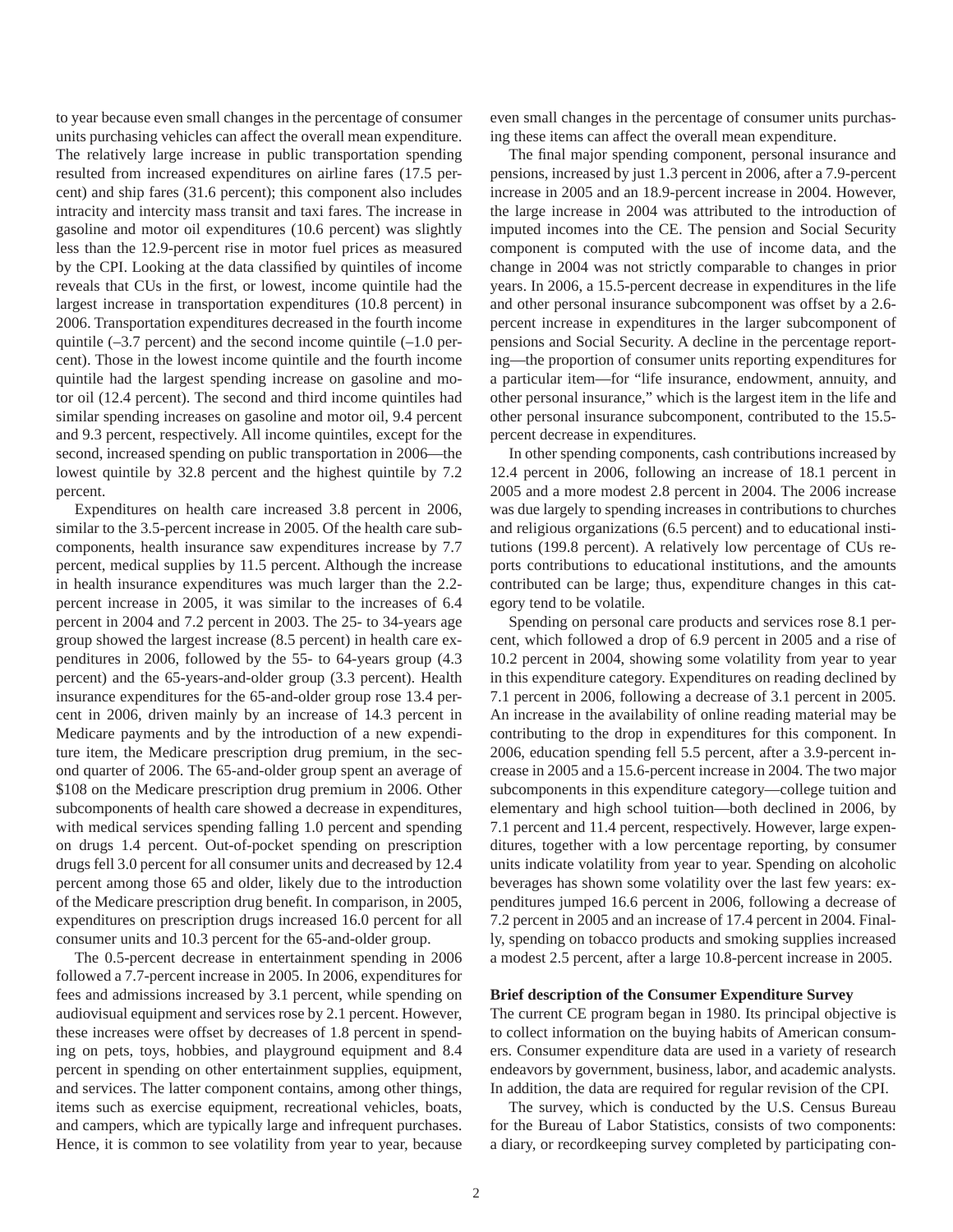to year because even small changes in the percentage of consumer units purchasing vehicles can affect the overall mean expenditure. The relatively large increase in public transportation spending resulted from increased expenditures on airline fares (17.5 percent) and ship fares (31.6 percent); this component also includes intracity and intercity mass transit and taxi fares. The increase in gasoline and motor oil expenditures (10.6 percent) was slightly less than the 12.9-percent rise in motor fuel prices as measured by the CPI. Looking at the data classified by quintiles of income reveals that CUs in the first, or lowest, income quintile had the largest increase in transportation expenditures (10.8 percent) in 2006. Transportation expenditures decreased in the fourth income quintile (–3.7 percent) and the second income quintile (–1.0 percent). Those in the lowest income quintile and the fourth income quintile had the largest spending increase on gasoline and motor oil (12.4 percent). The second and third income quintiles had similar spending increases on gasoline and motor oil, 9.4 percent and 9.3 percent, respectively. All income quintiles, except for the second, increased spending on public transportation in 2006—the lowest quintile by 32.8 percent and the highest quintile by 7.2 percent.

Expenditures on health care increased 3.8 percent in 2006, similar to the 3.5-percent increase in 2005. Of the health care subcomponents, health insurance saw expenditures increase by 7.7 percent, medical supplies by 11.5 percent. Although the increase in health insurance expenditures was much larger than the 2.2-percent increase in 2005, it was similar to the increases of 6.4 percent in 2004 and 7.2 percent in 2003. The 25- to 34-years age group showed the largest increase (8.5 percent) in health care expenditures in 2006, followed by the 55- to 64-years group (4.3 percent) and the 65-years-and-older group (3.3 percent). Health insurance expenditures for the 65-and-older group rose 13.4 percent in 2006, driven mainly by an increase of 14.3 percent in Medicare payments and by the introduction of a new expenditure item, the Medicare prescription drug premium, in the second quarter of 2006. The 65-and-older group spent an average of $108 on the Medicare prescription drug premium in 2006. Other subcomponents of health care showed a decrease in expenditures, with medical services spending falling 1.0 percent and spending on drugs 1.4 percent. Out-of-pocket spending on prescription drugs fell 3.0 percent for all consumer units and decreased by 12.4 percent among those 65 and older, likely due to the introduction of the Medicare prescription drug benefit. In comparison, in 2005, expenditures on prescription drugs increased 16.0 percent for all consumer units and 10.3 percent for the 65-and-older group.

The 0.5-percent decrease in entertainment spending in 2006 followed a 7.7-percent increase in 2005. In 2006, expenditures for fees and admissions increased by 3.1 percent, while spending on audiovisual equipment and services rose by 2.1 percent. However, these increases were offset by decreases of 1.8 percent in spending on pets, toys, hobbies, and playground equipment and 8.4 percent in spending on other entertainment supplies, equipment, and services. The latter component contains, among other things, items such as exercise equipment, recreational vehicles, boats, and campers, which are typically large and infrequent purchases. Hence, it is common to see volatility from year to year, because even small changes in the percentage of consumer units purchasing these items can affect the overall mean expenditure.

The final major spending component, personal insurance and pensions, increased by just 1.3 percent in 2006, after a 7.9-percent increase in 2005 and an 18.9-percent increase in 2004. However, the large increase in 2004 was attributed to the introduction of imputed incomes into the CE. The pension and Social Security component is computed with the use of income data, and the change in 2004 was not strictly comparable to changes in prior years. In 2006, a 15.5-percent decrease in expenditures in the life and other personal insurance subcomponent was offset by a 2.6-percent increase in expenditures in the larger subcomponent of pensions and Social Security. A decline in the percentage reporting—the proportion of consumer units reporting expenditures for a particular item—for "life insurance, endowment, annuity, and other personal insurance," which is the largest item in the life and other personal insurance subcomponent, contributed to the 15.5-percent decrease in expenditures.

In other spending components, cash contributions increased by 12.4 percent in 2006, following an increase of 18.1 percent in 2005 and a more modest 2.8 percent in 2004. The 2006 increase was due largely to spending increases in contributions to churches and religious organizations (6.5 percent) and to educational institutions (199.8 percent). A relatively low percentage of CUs reports contributions to educational institutions, and the amounts contributed can be large; thus, expenditure changes in this category tend to be volatile.

Spending on personal care products and services rose 8.1 percent, which followed a drop of 6.9 percent in 2005 and a rise of 10.2 percent in 2004, showing some volatility from year to year in this expenditure category. Expenditures on reading declined by 7.1 percent in 2006, following a decrease of 3.1 percent in 2005. An increase in the availability of online reading material may be contributing to the drop in expenditures for this component. In 2006, education spending fell 5.5 percent, after a 3.9-percent increase in 2005 and a 15.6-percent increase in 2004. The two major subcomponents in this expenditure category—college tuition and elementary and high school tuition—both declined in 2006, by 7.1 percent and 11.4 percent, respectively. However, large expenditures, together with a low percentage reporting, by consumer units indicate volatility from year to year. Spending on alcoholic beverages has shown some volatility over the last few years: expenditures jumped 16.6 percent in 2006, following a decrease of 7.2 percent in 2005 and an increase of 17.4 percent in 2004. Finally, spending on tobacco products and smoking supplies increased a modest 2.5 percent, after a large 10.8-percent increase in 2005.

**Brief description of the Consumer Expenditure Survey**

The current CE program began in 1980. Its principal objective is to collect information on the buying habits of American consumers. Consumer expenditure data are used in a variety of research endeavors by government, business, labor, and academic analysts. In addition, the data are required for regular revision of the CPI.

The survey, which is conducted by the U.S. Census Bureau for the Bureau of Labor Statistics, consists of two components: a diary, or recordkeeping survey completed by participating con-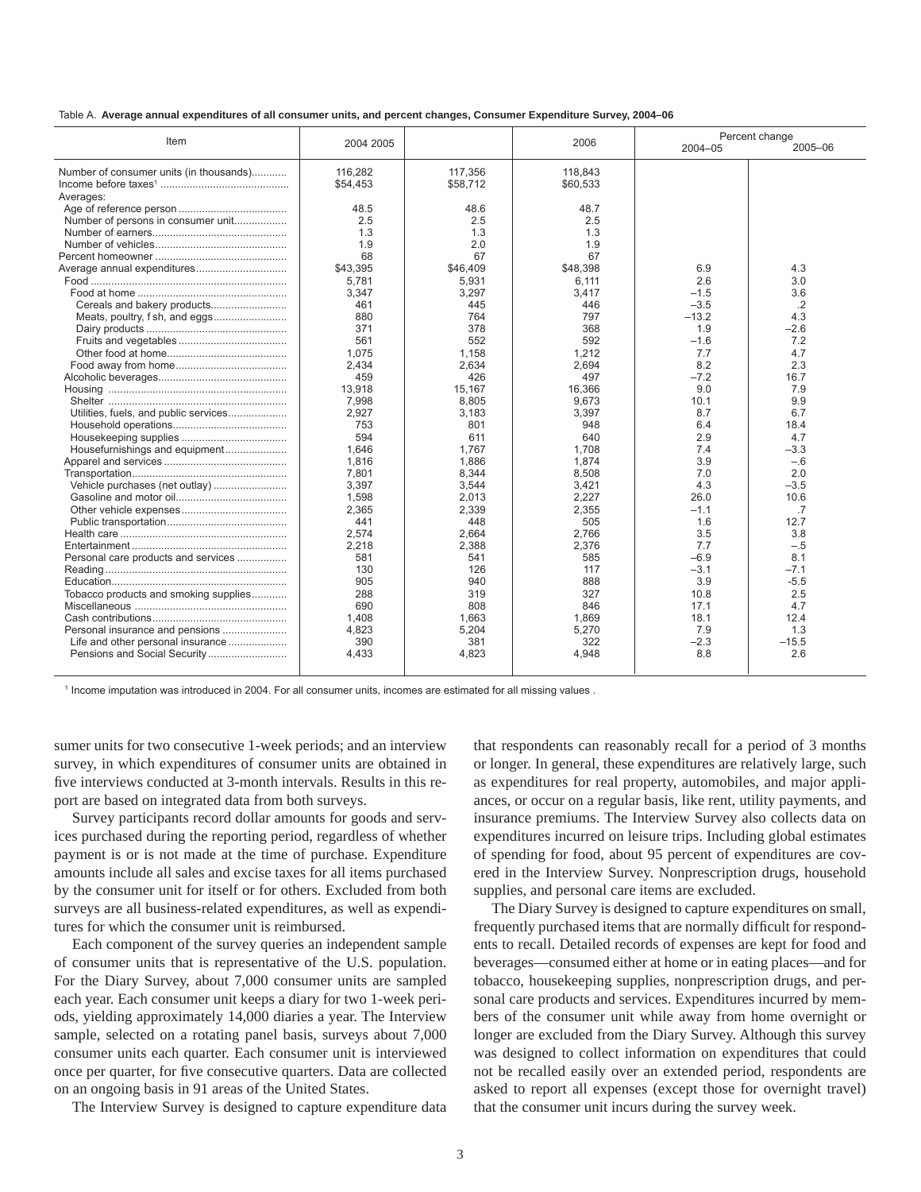Table A. **Average annual expenditures of all consumer units, and percent changes, Consumer Expenditure Survey, 2004–06**

| Item | 2004 2005 | | 2006 | Percent change 2004–05 | 2005–06 |
|---|---|---|---|---|---|
| Number of consumer units (in thousands) | 116,282 | 117,356 | 118,843 | | |
| Income before taxes[1] | $54,453 | $58,712 | $60,533 | | |
| Averages: | | | | | |
| Age of reference person | 48.5 | 48.6 | 48.7 | | |
| Number of persons in consumer unit | 2.5 | 2.5 | 2.5 | | |
| Number of earners | 1.3 | 1.3 | 1.3 | | |
| Number of vehicles | 1.9 | 2.0 | 1.9 | | |
| Percent homeowner | 68 | 67 | 67 | | |
| Average annual expenditures | $43,395 | $46,409 | $48,398 | 6.9 | 4.3 |
| Food | 5,781 | 5,931 | 6,111 | 2.6 | 3.0 |
| Food at home | 3,347 | 3,297 | 3,417 | –1.5 | 3.6 |
| Cereals and bakery products | 461 | 445 | 446 | –3.5 | .2 |
| Meats, poultry, f sh, and eggs | 880 | 764 | 797 | –13.2 | 4.3 |
| Dairy products | 371 | 378 | 368 | 1.9 | –2.6 |
| Fruits and vegetables | 561 | 552 | 592 | –1.6 | 7.2 |
| Other food at home | 1,075 | 1,158 | 1,212 | 7.7 | 4.7 |
| Food away from home | 2,434 | 2,634 | 2,694 | 8.2 | 2.3 |
| Alcoholic beverages | 459 | 426 | 497 | –7.2 | 16.7 |
| Housing | 13,918 | 15,167 | 16,366 | 9.0 | 7.9 |
| Shelter | 7,998 | 8,805 | 9,673 | 10.1 | 9.9 |
| Utilities, fuels, and public services | 2,927 | 3,183 | 3,397 | 8.7 | 6.7 |
| Household operations | 753 | 801 | 948 | 6.4 | 18.4 |
| Housekeeping supplies | 594 | 611 | 640 | 2.9 | 4.7 |
| Housefurnishings and equipment | 1,646 | 1,767 | 1,708 | 7.4 | –3.3 |
| Apparel and services | 1,816 | 1,886 | 1,874 | 3.9 | –.6 |
| Transportation | 7,801 | 8,344 | 8,508 | 7.0 | 2.0 |
| Vehicle purchases (net outlay) | 3,397 | 3,544 | 3,421 | 4.3 | –3.5 |
| Gasoline and motor oil | 1,598 | 2,013 | 2,227 | 26.0 | 10.6 |
| Other vehicle expenses | 2,365 | 2,339 | 2,355 | –1.1 | .7 |
| Public transportation | 441 | 448 | 505 | 1.6 | 12.7 |
| Health care | 2,574 | 2,664 | 2,766 | 3.5 | 3.8 |
| Entertainment | 2,218 | 2,388 | 2,376 | 7.7 | –.5 |
| Personal care products and services | 581 | 541 | 585 | –6.9 | 8.1 |
| Reading | 130 | 126 | 117 | –3.1 | –7.1 |
| Education | 905 | 940 | 888 | 3.9 | -5.5 |
| Tobacco products and smoking supplies | 288 | 319 | 327 | 10.8 | 2.5 |
| Miscellaneous | 690 | 808 | 846 | 17.1 | 4.7 |
| Cash contributions | 1,408 | 1,663 | 1,869 | 18.1 | 12.4 |
| Personal insurance and pensions | 4,823 | 5,204 | 5,270 | 7.9 | 1.3 |
| Life and other personal insurance | 390 | 381 | 322 | –2.3 | –15.5 |
| Pensions and Social Security | 4,433 | 4,823 | 4,948 | 8.8 | 2.6 |

[1] Income imputation was introduced in 2004. For all consumer units, incomes are estimated for all missing values .

sumer units for two consecutive 1-week periods; and an interview survey, in which expenditures of consumer units are obtained in five interviews conducted at 3-month intervals. Results in this report are based on integrated data from both surveys.

Survey participants record dollar amounts for goods and services purchased during the reporting period, regardless of whether payment is or is not made at the time of purchase. Expenditure amounts include all sales and excise taxes for all items purchased by the consumer unit for itself or for others. Excluded from both surveys are all business-related expenditures, as well as expenditures for which the consumer unit is reimbursed.

Each component of the survey queries an independent sample of consumer units that is representative of the U.S. population. For the Diary Survey, about 7,000 consumer units are sampled each year. Each consumer unit keeps a diary for two 1-week periods, yielding approximately 14,000 diaries a year. The Interview sample, selected on a rotating panel basis, surveys about 7,000 consumer units each quarter. Each consumer unit is interviewed once per quarter, for five consecutive quarters. Data are collected on an ongoing basis in 91 areas of the United States.

The Interview Survey is designed to capture expenditure data that respondents can reasonably recall for a period of 3 months or longer. In general, these expenditures are relatively large, such as expenditures for real property, automobiles, and major appliances, or occur on a regular basis, like rent, utility payments, and insurance premiums. The Interview Survey also collects data on expenditures incurred on leisure trips. Including global estimates of spending for food, about 95 percent of expenditures are covered in the Interview Survey. Nonprescription drugs, household supplies, and personal care items are excluded.

The Diary Survey is designed to capture expenditures on small, frequently purchased items that are normally difficult for respondents to recall. Detailed records of expenses are kept for food and beverages—consumed either at home or in eating places—and for tobacco, housekeeping supplies, nonprescription drugs, and personal care products and services. Expenditures incurred by members of the consumer unit while away from home overnight or longer are excluded from the Diary Survey. Although this survey was designed to collect information on expenditures that could not be recalled easily over an extended period, respondents are asked to report all expenses (except those for overnight travel) that the consumer unit incurs during the survey week.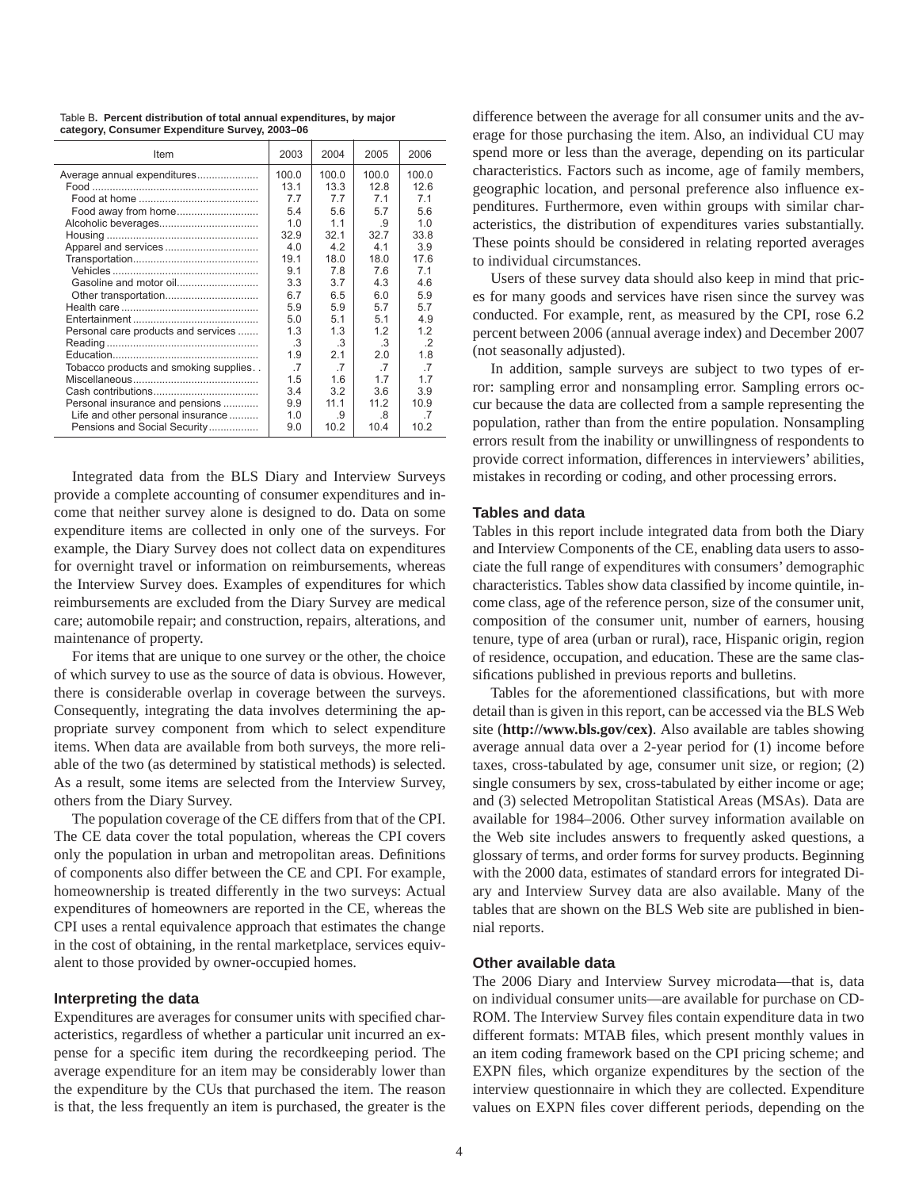Table B. **Percent distribution of total annual expenditures, by major category, Consumer Expenditure Survey, 2003–06**

| Item | 2003 | 2004 | 2005 | 2006 |
|---|---|---|---|---|
| Average annual expenditures | 100.0 | 100.0 | 100.0 | 100.0 |
| Food | 13.1 | 13.3 | 12.8 | 12.6 |
| Food at home | 7.7 | 7.7 | 7.1 | 7.1 |
| Food away from home | 5.4 | 5.6 | 5.7 | 5.6 |
| Alcoholic beverages | 1.0 | 1.1 | .9 | 1.0 |
| Housing | 32.9 | 32.1 | 32.7 | 33.8 |
| Apparel and services | 4.0 | 4.2 | 4.1 | 3.9 |
| Transportation | 19.1 | 18.0 | 18.0 | 17.6 |
| Vehicles | 9.1 | 7.8 | 7.6 | 7.1 |
| Gasoline and motor oil | 3.3 | 3.7 | 4.3 | 4.6 |
| Other transportation | 6.7 | 6.5 | 6.0 | 5.9 |
| Health care | 5.9 | 5.9 | 5.7 | 5.7 |
| Entertainment | 5.0 | 5.1 | 5.1 | 4.9 |
| Personal care products and services | 1.3 | 1.3 | 1.2 | 1.2 |
| Reading | .3 | .3 | .3 | .2 |
| Education | 1.9 | 2.1 | 2.0 | 1.8 |
| Tobacco products and smoking supplies | .7 | .7 | .7 | .7 |
| Miscellaneous | 1.5 | 1.6 | 1.7 | 1.7 |
| Cash contributions | 3.4 | 3.2 | 3.6 | 3.9 |
| Personal insurance and pensions | 9.9 | 11.1 | 11.2 | 10.9 |
| Life and other personal insurance | 1.0 | .9 | .8 | .7 |
| Pensions and Social Security | 9.0 | 10.2 | 10.4 | 10.2 |

Integrated data from the BLS Diary and Interview Surveys provide a complete accounting of consumer expenditures and income that neither survey alone is designed to do. Data on some expenditure items are collected in only one of the surveys. For example, the Diary Survey does not collect data on expenditures for overnight travel or information on reimbursements, whereas the Interview Survey does. Examples of expenditures for which reimbursements are excluded from the Diary Survey are medical care; automobile repair; and construction, repairs, alterations, and maintenance of property.

For items that are unique to one survey or the other, the choice of which survey to use as the source of data is obvious. However, there is considerable overlap in coverage between the surveys. Consequently, integrating the data involves determining the appropriate survey component from which to select expenditure items. When data are available from both surveys, the more reliable of the two (as determined by statistical methods) is selected. As a result, some items are selected from the Interview Survey, others from the Diary Survey.

The population coverage of the CE differs from that of the CPI. The CE data cover the total population, whereas the CPI covers only the population in urban and metropolitan areas. Definitions of components also differ between the CE and CPI. For example, homeownership is treated differently in the two surveys: Actual expenditures of homeowners are reported in the CE, whereas the CPI uses a rental equivalence approach that estimates the change in the cost of obtaining, in the rental marketplace, services equivalent to those provided by owner-occupied homes.

### Interpreting the data

Expenditures are averages for consumer units with specified characteristics, regardless of whether a particular unit incurred an expense for a specific item during the recordkeeping period. The average expenditure for an item may be considerably lower than the expenditure by the CUs that purchased the item. The reason is that, the less frequently an item is purchased, the greater is the difference between the average for all consumer units and the average for those purchasing the item. Also, an individual CU may spend more or less than the average, depending on its particular characteristics. Factors such as income, age of family members, geographic location, and personal preference also influence expenditures. Furthermore, even within groups with similar characteristics, the distribution of expenditures varies substantially. These points should be considered in relating reported averages to individual circumstances.

Users of these survey data should also keep in mind that prices for many goods and services have risen since the survey was conducted. For example, rent, as measured by the CPI, rose 6.2 percent between 2006 (annual average index) and December 2007 (not seasonally adjusted).

In addition, sample surveys are subject to two types of error: sampling error and nonsampling error. Sampling errors occur because the data are collected from a sample representing the population, rather than from the entire population. Nonsampling errors result from the inability or unwillingness of respondents to provide correct information, differences in interviewers' abilities, mistakes in recording or coding, and other processing errors.

### Tables and data

Tables in this report include integrated data from both the Diary and Interview Components of the CE, enabling data users to associate the full range of expenditures with consumers' demographic characteristics. Tables show data classified by income quintile, income class, age of the reference person, size of the consumer unit, composition of the consumer unit, number of earners, housing tenure, type of area (urban or rural), race, Hispanic origin, region of residence, occupation, and education. These are the same classifications published in previous reports and bulletins.

Tables for the aforementioned classifications, but with more detail than is given in this report, can be accessed via the BLS Web site (**http://www.bls.gov/cex**). Also available are tables showing average annual data over a 2-year period for (1) income before taxes, cross-tabulated by age, consumer unit size, or region; (2) single consumers by sex, cross-tabulated by either income or age; and (3) selected Metropolitan Statistical Areas (MSAs). Data are available for 1984–2006. Other survey information available on the Web site includes answers to frequently asked questions, a glossary of terms, and order forms for survey products. Beginning with the 2000 data, estimates of standard errors for integrated Diary and Interview Survey data are also available. Many of the tables that are shown on the BLS Web site are published in biennial reports.

### Other available data

The 2006 Diary and Interview Survey microdata—that is, data on individual consumer units—are available for purchase on CD-ROM. The Interview Survey files contain expenditure data in two different formats: MTAB files, which present monthly values in an item coding framework based on the CPI pricing scheme; and EXPN files, which organize expenditures by the section of the interview questionnaire in which they are collected. Expenditure values on EXPN files cover different periods, depending on the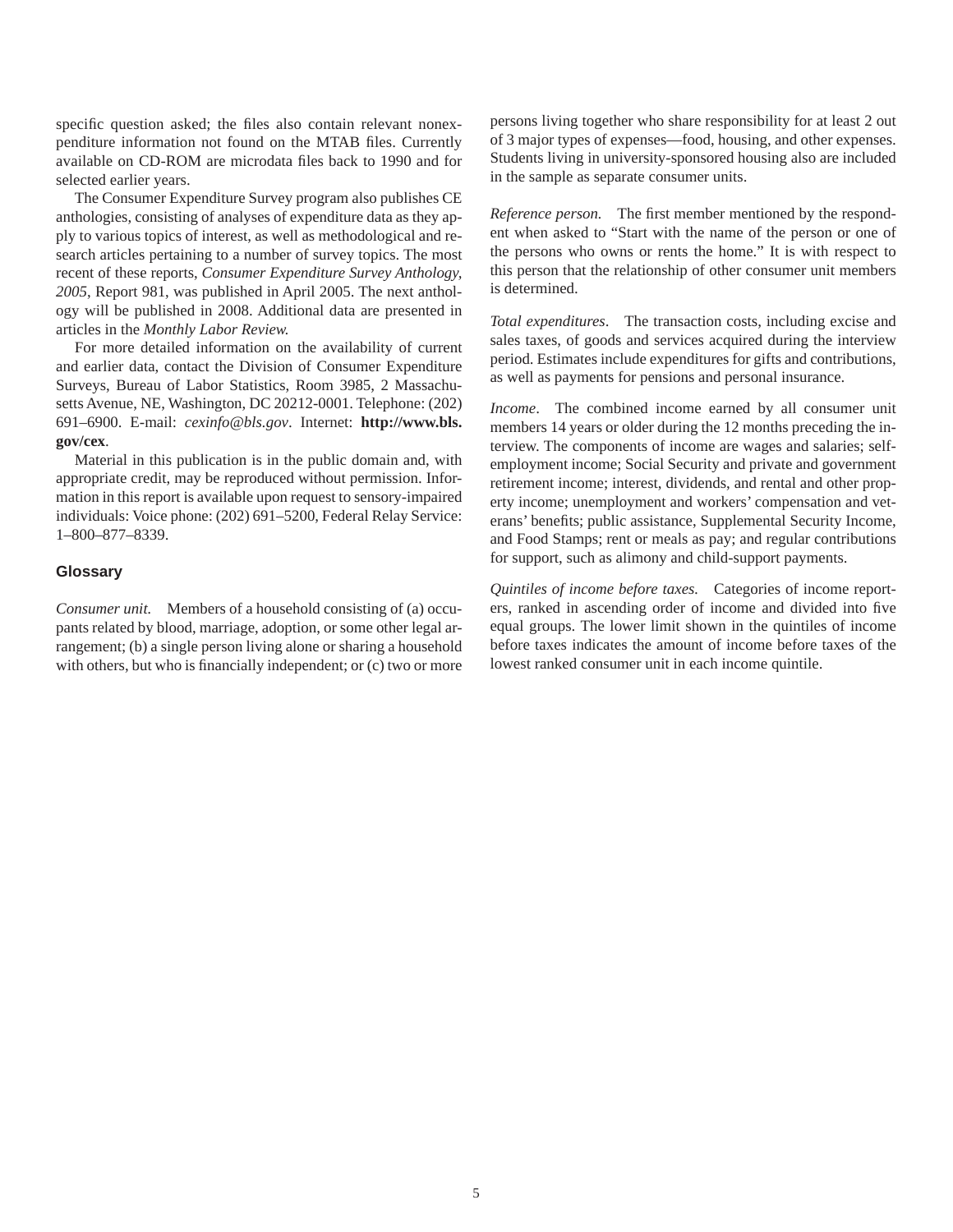specific question asked; the files also contain relevant nonexpenditure information not found on the MTAB files. Currently available on CD-ROM are microdata files back to 1990 and for selected earlier years.

The Consumer Expenditure Survey program also publishes CE anthologies, consisting of analyses of expenditure data as they apply to various topics of interest, as well as methodological and research articles pertaining to a number of survey topics. The most recent of these reports, *Consumer Expenditure Survey Anthology, 2005*, Report 981, was published in April 2005. The next anthology will be published in 2008. Additional data are presented in articles in the *Monthly Labor Review.*

For more detailed information on the availability of current and earlier data, contact the Division of Consumer Expenditure Surveys, Bureau of Labor Statistics, Room 3985, 2 Massachusetts Avenue, NE, Washington, DC 20212-0001. Telephone: (202) 691–6900. E-mail: *cexinfo@bls.gov*. Internet: **http://www.bls.gov/cex**.

Material in this publication is in the public domain and, with appropriate credit, may be reproduced without permission. Information in this report is available upon request to sensory-impaired individuals: Voice phone: (202) 691–5200, Federal Relay Service: 1–800–877–8339.

## Glossary

*Consumer unit.* Members of a household consisting of (a) occupants related by blood, marriage, adoption, or some other legal arrangement; (b) a single person living alone or sharing a household with others, but who is financially independent; or (c) two or more persons living together who share responsibility for at least 2 out of 3 major types of expenses—food, housing, and other expenses. Students living in university-sponsored housing also are included in the sample as separate consumer units.

*Reference person.* The first member mentioned by the respondent when asked to "Start with the name of the person or one of the persons who owns or rents the home." It is with respect to this person that the relationship of other consumer unit members is determined.

*Total expenditures*. The transaction costs, including excise and sales taxes, of goods and services acquired during the interview period. Estimates include expenditures for gifts and contributions, as well as payments for pensions and personal insurance.

*Income*. The combined income earned by all consumer unit members 14 years or older during the 12 months preceding the interview. The components of income are wages and salaries; self-employment income; Social Security and private and government retirement income; interest, dividends, and rental and other property income; unemployment and workers' compensation and veterans' benefits; public assistance, Supplemental Security Income, and Food Stamps; rent or meals as pay; and regular contributions for support, such as alimony and child-support payments.

*Quintiles of income before taxes.* Categories of income reporters, ranked in ascending order of income and divided into five equal groups. The lower limit shown in the quintiles of income before taxes indicates the amount of income before taxes of the lowest ranked consumer unit in each income quintile.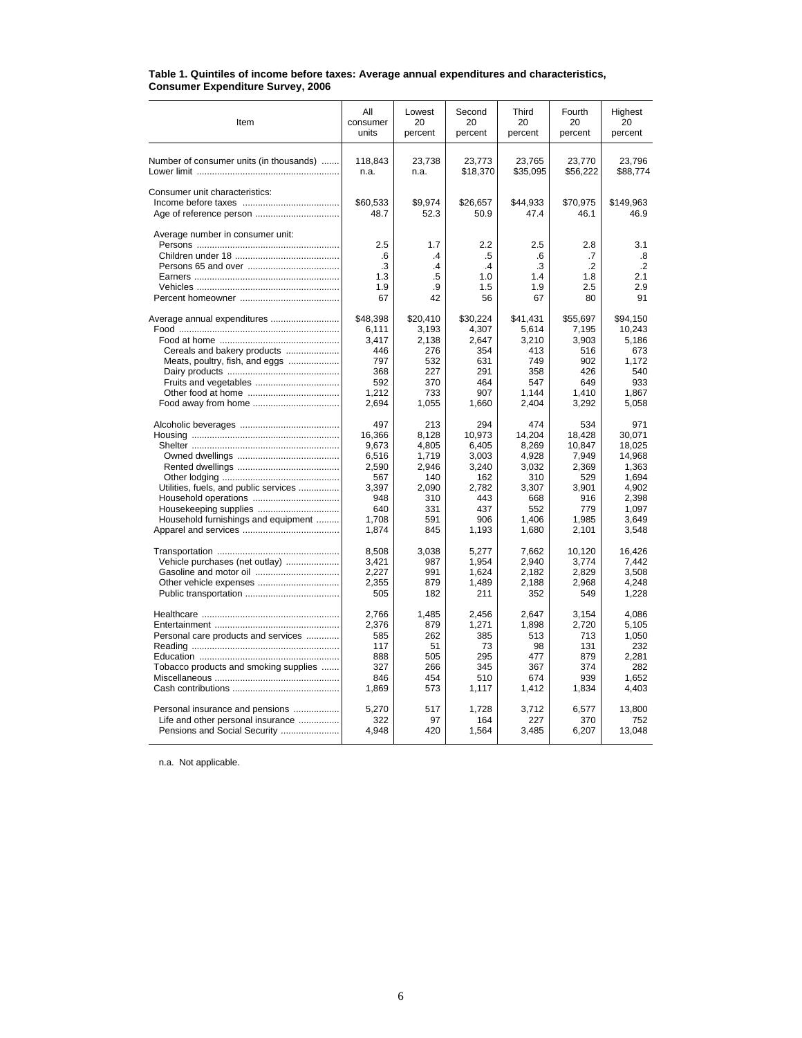**Table 1. Quintiles of income before taxes: Average annual expenditures and characteristics, Consumer Expenditure Survey, 2006**

| Item | All consumer units | Lowest 20 percent | Second 20 percent | Third 20 percent | Fourth 20 percent | Highest 20 percent |
|---|---|---|---|---|---|---|
| Number of consumer units (in thousands) | 118,843 | 23,738 | 23,773 | 23,765 | 23,770 | 23,796 |
| Lower limit | n.a. | n.a. | $18,370 | $35,095 | $56,222 | $88,774 |
| Consumer unit characteristics: | | | | | | |
| Income before taxes | $60,533 | $9,974 | $26,657 | $44,933 | $70,975 | $149,963 |
| Age of reference person | 48.7 | 52.3 | 50.9 | 47.4 | 46.1 | 46.9 |
| Average number in consumer unit: | | | | | | |
| Persons | 2.5 | 1.7 | 2.2 | 2.5 | 2.8 | 3.1 |
| Children under 18 | .6 | .4 | .5 | .6 | .7 | .8 |
| Persons 65 and over | .3 | .4 | .4 | .3 | .2 | .2 |
| Earners | 1.3 | .5 | 1.0 | 1.4 | 1.8 | 2.1 |
| Vehicles | 1.9 | .9 | 1.5 | 1.9 | 2.5 | 2.9 |
| Percent homeowner | 67 | 42 | 56 | 67 | 80 | 91 |
| Average annual expenditures | $48,398 | $20,410 | $30,224 | $41,431 | $55,697 | $94,150 |
| Food | 6,111 | 3,193 | 4,307 | 5,614 | 7,195 | 10,243 |
| Food at home | 3,417 | 2,138 | 2,647 | 3,210 | 3,903 | 5,186 |
| Cereals and bakery products | 446 | 276 | 354 | 413 | 516 | 673 |
| Meats, poultry, fish, and eggs | 797 | 532 | 631 | 749 | 902 | 1,172 |
| Dairy products | 368 | 227 | 291 | 358 | 426 | 540 |
| Fruits and vegetables | 592 | 370 | 464 | 547 | 649 | 933 |
| Other food at home | 1,212 | 733 | 907 | 1,144 | 1,410 | 1,867 |
| Food away from home | 2,694 | 1,055 | 1,660 | 2,404 | 3,292 | 5,058 |
| Alcoholic beverages | 497 | 213 | 294 | 474 | 534 | 971 |
| Housing | 16,366 | 8,128 | 10,973 | 14,204 | 18,428 | 30,071 |
| Shelter | 9,673 | 4,805 | 6,405 | 8,269 | 10,847 | 18,025 |
| Owned dwellings | 6,516 | 1,719 | 3,003 | 4,928 | 7,949 | 14,968 |
| Rented dwellings | 2,590 | 2,946 | 3,240 | 3,032 | 2,369 | 1,363 |
| Other lodging | 567 | 140 | 162 | 310 | 529 | 1,694 |
| Utilities, fuels, and public services | 3,397 | 2,090 | 2,782 | 3,307 | 3,901 | 4,902 |
| Household operations | 948 | 310 | 443 | 668 | 916 | 2,398 |
| Housekeeping supplies | 640 | 331 | 437 | 552 | 779 | 1,097 |
| Household furnishings and equipment | 1,708 | 591 | 906 | 1,406 | 1,985 | 3,649 |
| Apparel and services | 1,874 | 845 | 1,193 | 1,680 | 2,101 | 3,548 |
| Transportation | 8,508 | 3,038 | 5,277 | 7,662 | 10,120 | 16,426 |
| Vehicle purchases (net outlay) | 3,421 | 987 | 1,954 | 2,940 | 3,774 | 7,442 |
| Gasoline and motor oil | 2,227 | 991 | 1,624 | 2,182 | 2,829 | 3,508 |
| Other vehicle expenses | 2,355 | 879 | 1,489 | 2,188 | 2,968 | 4,248 |
| Public transportation | 505 | 182 | 211 | 352 | 549 | 1,228 |
| Healthcare | 2,766 | 1,485 | 2,456 | 2,647 | 3,154 | 4,086 |
| Entertainment | 2,376 | 879 | 1,271 | 1,898 | 2,720 | 5,105 |
| Personal care products and services | 585 | 262 | 385 | 513 | 713 | 1,050 |
| Reading | 117 | 51 | 73 | 98 | 131 | 232 |
| Education | 888 | 505 | 295 | 477 | 879 | 2,281 |
| Tobacco products and smoking supplies | 327 | 266 | 345 | 367 | 374 | 282 |
| Miscellaneous | 846 | 454 | 510 | 674 | 939 | 1,652 |
| Cash contributions | 1,869 | 573 | 1,117 | 1,412 | 1,834 | 4,403 |
| Personal insurance and pensions | 5,270 | 517 | 1,728 | 3,712 | 6,577 | 13,800 |
| Life and other personal insurance | 322 | 97 | 164 | 227 | 370 | 752 |
| Pensions and Social Security | 4,948 | 420 | 1,564 | 3,485 | 6,207 | 13,048 |

n.a. Not applicable.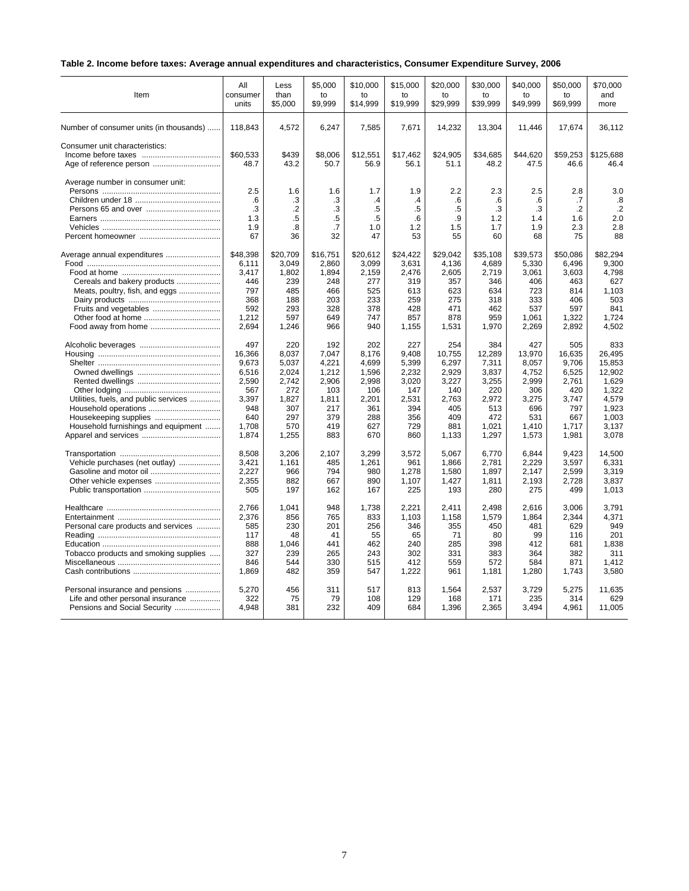**Table 2. Income before taxes: Average annual expenditures and characteristics, Consumer Expenditure Survey, 2006**

| Item | All consumer units | Less than $5,000 | $5,000 to $9,999 | $10,000 to $14,999 | $15,000 to $19,999 | $20,000 to $29,999 | $30,000 to $39,999 | $40,000 to $49,999 | $50,000 to $69,999 | $70,000 and more |
|---|---|---|---|---|---|---|---|---|---|---|
| Number of consumer units (in thousands) | 118,843 | 4,572 | 6,247 | 7,585 | 7,671 | 14,232 | 13,304 | 11,446 | 17,674 | 36,112 |
| Consumer unit characteristics: | | | | | | | | | | |
| Income before taxes | $60,533 | $439 | $8,006 | $12,551 | $17,462 | $24,905 | $34,685 | $44,620 | $59,253 | $125,688 |
| Age of reference person | 48.7 | 43.2 | 50.7 | 56.9 | 56.1 | 51.1 | 48.2 | 47.5 | 46.6 | 46.4 |
| Average number in consumer unit: | | | | | | | | | | |
| Persons | 2.5 | 1.6 | 1.6 | 1.7 | 1.9 | 2.2 | 2.3 | 2.5 | 2.8 | 3.0 |
| Children under 18 | .6 | .3 | .3 | .4 | .4 | .6 | .6 | .6 | .7 | .8 |
| Persons 65 and over | .3 | .2 | .3 | .5 | .5 | .5 | .3 | .3 | .2 | .2 |
| Earners | 1.3 | .5 | .5 | .5 | .6 | .9 | 1.2 | 1.4 | 1.6 | 2.0 |
| Vehicles | 1.9 | .8 | .7 | 1.0 | 1.2 | 1.5 | 1.7 | 1.9 | 2.3 | 2.8 |
| Percent homeowner | 67 | 36 | 32 | 47 | 53 | 55 | 60 | 68 | 75 | 88 |
| Average annual expenditures | $48,398 | $20,709 | $16,751 | $20,612 | $24,422 | $29,042 | $35,108 | $39,573 | $50,086 | $82,294 |
| Food | 6,111 | 3,049 | 2,860 | 3,099 | 3,631 | 4,136 | 4,689 | 5,330 | 6,496 | 9,300 |
| Food at home | 3,417 | 1,802 | 1,894 | 2,159 | 2,476 | 2,605 | 2,719 | 3,061 | 3,603 | 4,798 |
| Cereals and bakery products | 446 | 239 | 248 | 277 | 319 | 357 | 346 | 406 | 463 | 627 |
| Meats, poultry, fish, and eggs | 797 | 485 | 466 | 525 | 613 | 623 | 634 | 723 | 814 | 1,103 |
| Dairy products | 368 | 188 | 203 | 233 | 259 | 275 | 318 | 333 | 406 | 503 |
| Fruits and vegetables | 592 | 293 | 328 | 378 | 428 | 471 | 462 | 537 | 597 | 841 |
| Other food at home | 1,212 | 597 | 649 | 747 | 857 | 878 | 959 | 1,061 | 1,322 | 1,724 |
| Food away from home | 2,694 | 1,246 | 966 | 940 | 1,155 | 1,531 | 1,970 | 2,269 | 2,892 | 4,502 |
| Alcoholic beverages | 497 | 220 | 192 | 202 | 227 | 254 | 384 | 427 | 505 | 833 |
| Housing | 16,366 | 8,037 | 7,047 | 8,176 | 9,408 | 10,755 | 12,289 | 13,970 | 16,635 | 26,495 |
| Shelter | 9,673 | 5,037 | 4,221 | 4,699 | 5,399 | 6,297 | 7,311 | 8,057 | 9,706 | 15,853 |
| Owned dwellings | 6,516 | 2,024 | 1,212 | 1,596 | 2,232 | 2,929 | 3,837 | 4,752 | 6,525 | 12,902 |
| Rented dwellings | 2,590 | 2,742 | 2,906 | 2,998 | 3,020 | 3,227 | 3,255 | 2,999 | 2,761 | 1,629 |
| Other lodging | 567 | 272 | 103 | 106 | 147 | 140 | 220 | 306 | 420 | 1,322 |
| Utilities, fuels, and public services | 3,397 | 1,827 | 1,811 | 2,201 | 2,531 | 2,763 | 2,972 | 3,275 | 3,747 | 4,579 |
| Household operations | 948 | 307 | 217 | 361 | 394 | 405 | 513 | 696 | 797 | 1,923 |
| Housekeeping supplies | 640 | 297 | 379 | 288 | 356 | 409 | 472 | 531 | 667 | 1,003 |
| Household furnishings and equipment | 1,708 | 570 | 419 | 627 | 729 | 881 | 1,021 | 1,410 | 1,717 | 3,137 |
| Apparel and services | 1,874 | 1,255 | 883 | 670 | 860 | 1,133 | 1,297 | 1,573 | 1,981 | 3,078 |
| Transportation | 8,508 | 3,206 | 2,107 | 3,299 | 3,572 | 5,067 | 6,770 | 6,844 | 9,423 | 14,500 |
| Vehicle purchases (net outlay) | 3,421 | 1,161 | 485 | 1,261 | 961 | 1,866 | 2,781 | 2,229 | 3,597 | 6,331 |
| Gasoline and motor oil | 2,227 | 966 | 794 | 980 | 1,278 | 1,580 | 1,897 | 2,147 | 2,599 | 3,319 |
| Other vehicle expenses | 2,355 | 882 | 667 | 890 | 1,107 | 1,427 | 1,811 | 2,193 | 2,728 | 3,837 |
| Public transportation | 505 | 197 | 162 | 167 | 225 | 193 | 280 | 275 | 499 | 1,013 |
| Healthcare | 2,766 | 1,041 | 948 | 1,738 | 2,221 | 2,411 | 2,498 | 2,616 | 3,006 | 3,791 |
| Entertainment | 2,376 | 856 | 765 | 833 | 1,103 | 1,158 | 1,579 | 1,864 | 2,344 | 4,371 |
| Personal care products and services | 585 | 230 | 201 | 256 | 346 | 355 | 450 | 481 | 629 | 949 |
| Reading | 117 | 48 | 41 | 55 | 65 | 71 | 80 | 99 | 116 | 201 |
| Education | 888 | 1,046 | 441 | 462 | 240 | 285 | 398 | 412 | 681 | 1,838 |
| Tobacco products and smoking supplies | 327 | 239 | 265 | 243 | 302 | 331 | 383 | 364 | 382 | 311 |
| Miscellaneous | 846 | 544 | 330 | 515 | 412 | 559 | 572 | 584 | 871 | 1,412 |
| Cash contributions | 1,869 | 482 | 359 | 547 | 1,222 | 961 | 1,181 | 1,280 | 1,743 | 3,580 |
| Personal insurance and pensions | 5,270 | 456 | 311 | 517 | 813 | 1,564 | 2,537 | 3,729 | 5,275 | 11,635 |
| Life and other personal insurance | 322 | 75 | 79 | 108 | 129 | 168 | 171 | 235 | 314 | 629 |
| Pensions and Social Security | 4,948 | 381 | 232 | 409 | 684 | 1,396 | 2,365 | 3,494 | 4,961 | 11,005 |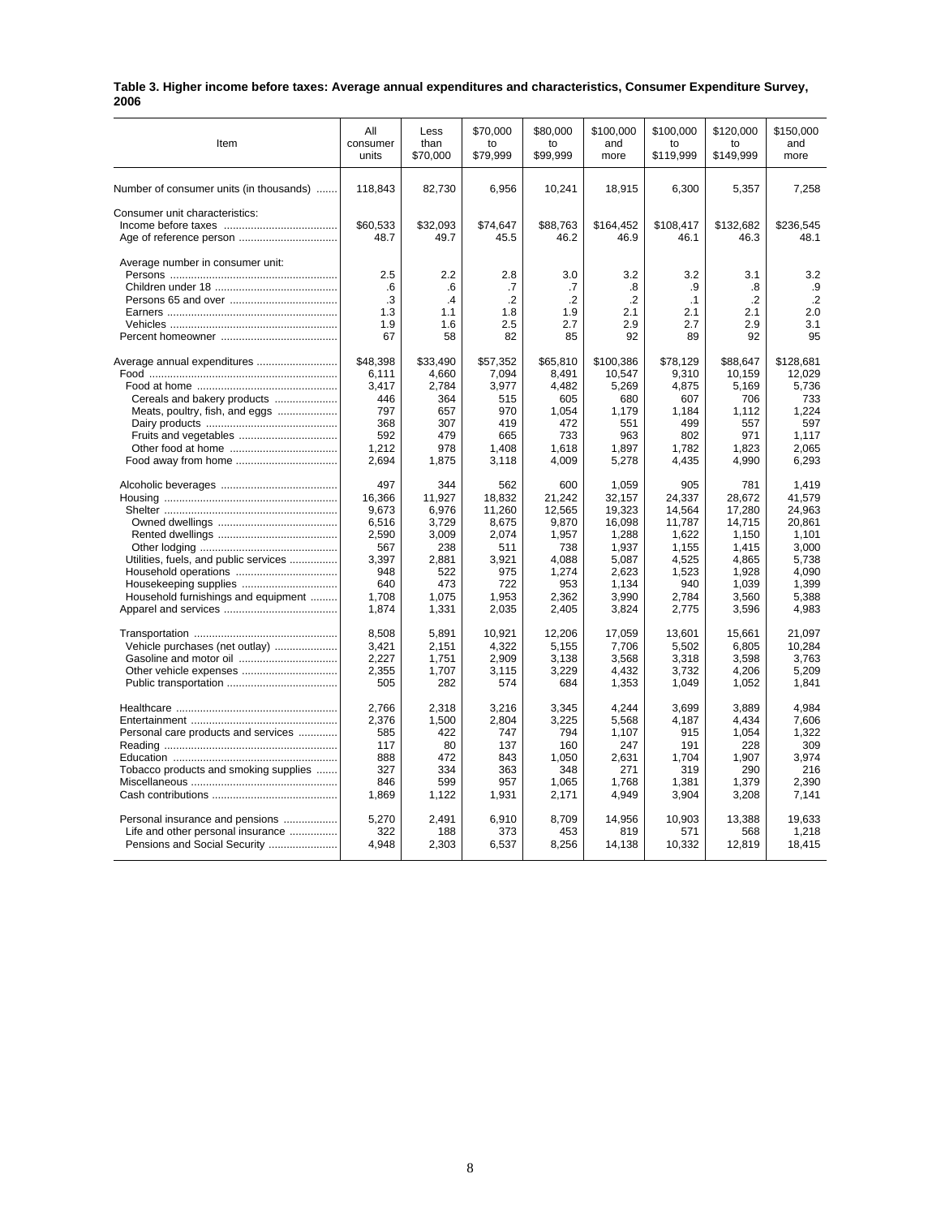**Table 3. Higher income before taxes: Average annual expenditures and characteristics, Consumer Expenditure Survey, 2006**

| Item | All consumer units | Less than $70,000 | $70,000 to $79,999 | $80,000 to $99,999 | $100,000 and more | $100,000 to $119,999 | $120,000 to $149,999 | $150,000 and more |
|---|---|---|---|---|---|---|---|---|
| Number of consumer units (in thousands) | 118,843 | 82,730 | 6,956 | 10,241 | 18,915 | 6,300 | 5,357 | 7,258 |
| Consumer unit characteristics: | | | | | | | | |
| Income before taxes | $60,533 | $32,093 | $74,647 | $88,763 | $164,452 | $108,417 | $132,682 | $236,545 |
| Age of reference person | 48.7 | 49.7 | 45.5 | 46.2 | 46.9 | 46.1 | 46.3 | 48.1 |
| Average number in consumer unit: | | | | | | | | |
| Persons | 2.5 | 2.2 | 2.8 | 3.0 | 3.2 | 3.2 | 3.1 | 3.2 |
| Children under 18 | .6 | .6 | .7 | .7 | .8 | .9 | .8 | .9 |
| Persons 65 and over | .3 | .4 | .2 | .2 | .2 | .1 | .2 | .2 |
| Earners | 1.3 | 1.1 | 1.8 | 1.9 | 2.1 | 2.1 | 2.1 | 2.0 |
| Vehicles | 1.9 | 1.6 | 2.5 | 2.7 | 2.9 | 2.7 | 2.9 | 3.1 |
| Percent homeowner | 67 | 58 | 82 | 85 | 92 | 89 | 92 | 95 |
| Average annual expenditures | $48,398 | $33,490 | $57,352 | $65,810 | $100,386 | $78,129 | $88,647 | $128,681 |
| Food | 6,111 | 4,660 | 7,094 | 8,491 | 10,547 | 9,310 | 10,159 | 12,029 |
| Food at home | 3,417 | 2,784 | 3,977 | 4,482 | 5,269 | 4,875 | 5,169 | 5,736 |
| Cereals and bakery products | 446 | 364 | 515 | 605 | 680 | 607 | 706 | 733 |
| Meats, poultry, fish, and eggs | 797 | 657 | 970 | 1,054 | 1,179 | 1,184 | 1,112 | 1,224 |
| Dairy products | 368 | 307 | 419 | 472 | 551 | 499 | 557 | 597 |
| Fruits and vegetables | 592 | 479 | 665 | 733 | 963 | 802 | 971 | 1,117 |
| Other food at home | 1,212 | 978 | 1,408 | 1,618 | 1,897 | 1,782 | 1,823 | 2,065 |
| Food away from home | 2,694 | 1,875 | 3,118 | 4,009 | 5,278 | 4,435 | 4,990 | 6,293 |
| Alcoholic beverages | 497 | 344 | 562 | 600 | 1,059 | 905 | 781 | 1,419 |
| Housing | 16,366 | 11,927 | 18,832 | 21,242 | 32,157 | 24,337 | 28,672 | 41,579 |
| Shelter | 9,673 | 6,976 | 11,260 | 12,565 | 19,323 | 14,564 | 17,280 | 24,963 |
| Owned dwellings | 6,516 | 3,729 | 8,675 | 9,870 | 16,098 | 11,787 | 14,715 | 20,861 |
| Rented dwellings | 2,590 | 3,009 | 2,074 | 1,957 | 1,288 | 1,622 | 1,150 | 1,101 |
| Other lodging | 567 | 238 | 511 | 738 | 1,937 | 1,155 | 1,415 | 3,000 |
| Utilities, fuels, and public services | 3,397 | 2,881 | 3,921 | 4,088 | 5,087 | 4,525 | 4,865 | 5,738 |
| Household operations | 948 | 522 | 975 | 1,274 | 2,623 | 1,523 | 1,928 | 4,090 |
| Housekeeping supplies | 640 | 473 | 722 | 953 | 1,134 | 940 | 1,039 | 1,399 |
| Household furnishings and equipment | 1,708 | 1,075 | 1,953 | 2,362 | 3,990 | 2,784 | 3,560 | 5,388 |
| Apparel and services | 1,874 | 1,331 | 2,035 | 2,405 | 3,824 | 2,775 | 3,596 | 4,983 |
| Transportation | 8,508 | 5,891 | 10,921 | 12,206 | 17,059 | 13,601 | 15,661 | 21,097 |
| Vehicle purchases (net outlay) | 3,421 | 2,151 | 4,322 | 5,155 | 7,706 | 5,502 | 6,805 | 10,284 |
| Gasoline and motor oil | 2,227 | 1,751 | 2,909 | 3,138 | 3,568 | 3,318 | 3,598 | 3,763 |
| Other vehicle expenses | 2,355 | 1,707 | 3,115 | 3,229 | 4,432 | 3,732 | 4,206 | 5,209 |
| Public transportation | 505 | 282 | 574 | 684 | 1,353 | 1,049 | 1,052 | 1,841 |
| Healthcare | 2,766 | 2,318 | 3,216 | 3,345 | 4,244 | 3,699 | 3,889 | 4,984 |
| Entertainment | 2,376 | 1,500 | 2,804 | 3,225 | 5,568 | 4,187 | 4,434 | 7,606 |
| Personal care products and services | 585 | 422 | 747 | 794 | 1,107 | 915 | 1,054 | 1,322 |
| Reading | 117 | 80 | 137 | 160 | 247 | 191 | 228 | 309 |
| Education | 888 | 472 | 843 | 1,050 | 2,631 | 1,704 | 1,907 | 3,974 |
| Tobacco products and smoking supplies | 327 | 334 | 363 | 348 | 271 | 319 | 290 | 216 |
| Miscellaneous | 846 | 599 | 957 | 1,065 | 1,768 | 1,381 | 1,379 | 2,390 |
| Cash contributions | 1,869 | 1,122 | 1,931 | 2,171 | 4,949 | 3,904 | 3,208 | 7,141 |
| Personal insurance and pensions | 5,270 | 2,491 | 6,910 | 8,709 | 14,956 | 10,903 | 13,388 | 19,633 |
| Life and other personal insurance | 322 | 188 | 373 | 453 | 819 | 571 | 568 | 1,218 |
| Pensions and Social Security | 4,948 | 2,303 | 6,537 | 8,256 | 14,138 | 10,332 | 12,819 | 18,415 |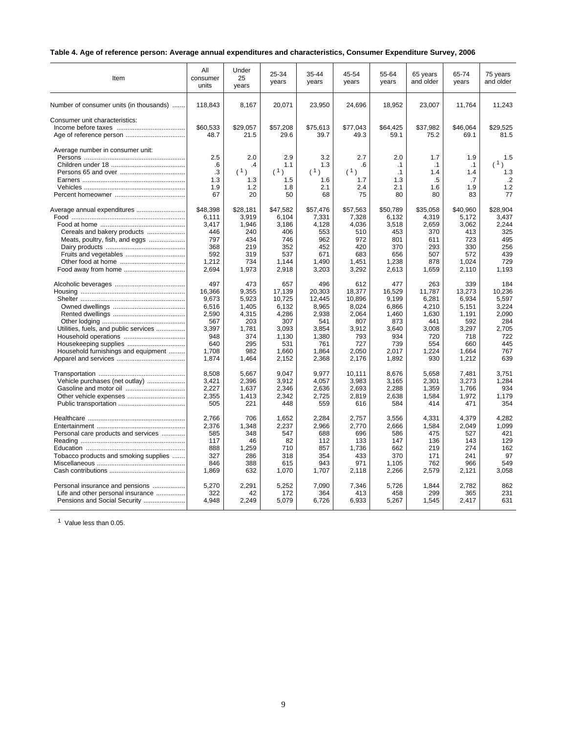**Table 4. Age of reference person: Average annual expenditures and characteristics, Consumer Expenditure Survey, 2006**

| Item | All consumer units | Under 25 years | 25-34 years | 35-44 years | 45-54 years | 55-64 years | 65 years and older | 65-74 years | 75 years and older |
|---|---|---|---|---|---|---|---|---|---|
| Number of consumer units (in thousands) | 118,843 | 8,167 | 20,071 | 23,950 | 24,696 | 18,952 | 23,007 | 11,764 | 11,243 |
| Consumer unit characteristics: | | | | | | | | | |
| Income before taxes | $60,533 | $29,057 | $57,208 | $75,613 | $77,043 | $64,425 | $37,982 | $46,064 | $29,525 |
| Age of reference person | 48.7 | 21.5 | 29.6 | 39.7 | 49.3 | 59.1 | 75.2 | 69.1 | 81.5 |
| Average number in consumer unit: | | | | | | | | | |
| Persons | 2.5 | 2.0 | 2.9 | 3.2 | 2.7 | 2.0 | 1.7 | 1.9 | 1.5 |
| Children under 18 | .6 | .4 | 1.1 | 1.3 | .6 | .1 | .1 | .1 | ([1]) |
| Persons 65 and over | .3 | ([1]) | ([1]) | ([1]) | ([1]) | .1 | 1.4 | 1.4 | 1.3 |
| Earners | 1.3 | 1.3 | 1.5 | 1.6 | 1.7 | 1.3 | .5 | .7 | .2 |
| Vehicles | 1.9 | 1.2 | 1.8 | 2.1 | 2.4 | 2.1 | 1.6 | 1.9 | 1.2 |
| Percent homeowner | 67 | 20 | 50 | 68 | 75 | 80 | 80 | 83 | 77 |
| Average annual expenditures | $48,398 | $28,181 | $47,582 | $57,476 | $57,563 | $50,789 | $35,058 | $40,960 | $28,904 |
| Food | 6,111 | 3,919 | 6,104 | 7,331 | 7,328 | 6,132 | 4,319 | 5,172 | 3,437 |
| Food at home | 3,417 | 1,946 | 3,186 | 4,128 | 4,036 | 3,518 | 2,659 | 3,062 | 2,244 |
| Cereals and bakery products | 446 | 240 | 406 | 553 | 510 | 453 | 370 | 413 | 325 |
| Meats, poultry, fish, and eggs | 797 | 434 | 746 | 962 | 972 | 801 | 611 | 723 | 495 |
| Dairy products | 368 | 219 | 352 | 452 | 420 | 370 | 293 | 330 | 256 |
| Fruits and vegetables | 592 | 319 | 537 | 671 | 683 | 656 | 507 | 572 | 439 |
| Other food at home | 1,212 | 734 | 1,144 | 1,490 | 1,451 | 1,238 | 878 | 1,024 | 729 |
| Food away from home | 2,694 | 1,973 | 2,918 | 3,203 | 3,292 | 2,613 | 1,659 | 2,110 | 1,193 |
| Alcoholic beverages | 497 | 473 | 657 | 496 | 612 | 477 | 263 | 339 | 184 |
| Housing | 16,366 | 9,355 | 17,139 | 20,303 | 18,377 | 16,529 | 11,787 | 13,273 | 10,236 |
| Shelter | 9,673 | 5,923 | 10,725 | 12,445 | 10,896 | 9,199 | 6,281 | 6,934 | 5,597 |
| Owned dwellings | 6,516 | 1,405 | 6,132 | 8,965 | 8,024 | 6,866 | 4,210 | 5,151 | 3,224 |
| Rented dwellings | 2,590 | 4,315 | 4,286 | 2,938 | 2,064 | 1,460 | 1,630 | 1,191 | 2,090 |
| Other lodging | 567 | 203 | 307 | 541 | 807 | 873 | 441 | 592 | 284 |
| Utilities, fuels, and public services | 3,397 | 1,781 | 3,093 | 3,854 | 3,912 | 3,640 | 3,008 | 3,297 | 2,705 |
| Household operations | 948 | 374 | 1,130 | 1,380 | 793 | 934 | 720 | 718 | 722 |
| Housekeeping supplies | 640 | 295 | 531 | 761 | 727 | 739 | 554 | 660 | 445 |
| Household furnishings and equipment | 1,708 | 982 | 1,660 | 1,864 | 2,050 | 2,017 | 1,224 | 1,664 | 767 |
| Apparel and services | 1,874 | 1,464 | 2,152 | 2,368 | 2,176 | 1,892 | 930 | 1,212 | 639 |
| Transportation | 8,508 | 5,667 | 9,047 | 9,977 | 10,111 | 8,676 | 5,658 | 7,481 | 3,751 |
| Vehicle purchases (net outlay) | 3,421 | 2,396 | 3,912 | 4,057 | 3,983 | 3,165 | 2,301 | 3,273 | 1,284 |
| Gasoline and motor oil | 2,227 | 1,637 | 2,346 | 2,636 | 2,693 | 2,288 | 1,359 | 1,766 | 934 |
| Other vehicle expenses | 2,355 | 1,413 | 2,342 | 2,725 | 2,819 | 2,638 | 1,584 | 1,972 | 1,179 |
| Public transportation | 505 | 221 | 448 | 559 | 616 | 584 | 414 | 471 | 354 |
| Healthcare | 2,766 | 706 | 1,652 | 2,284 | 2,757 | 3,556 | 4,331 | 4,379 | 4,282 |
| Entertainment | 2,376 | 1,348 | 2,237 | 2,966 | 2,770 | 2,666 | 1,584 | 2,049 | 1,099 |
| Personal care products and services | 585 | 348 | 547 | 688 | 696 | 586 | 475 | 527 | 421 |
| Reading | 117 | 46 | 82 | 112 | 133 | 147 | 136 | 143 | 129 |
| Education | 888 | 1,259 | 710 | 857 | 1,736 | 662 | 219 | 274 | 162 |
| Tobacco products and smoking supplies | 327 | 286 | 318 | 354 | 433 | 370 | 171 | 241 | 97 |
| Miscellaneous | 846 | 388 | 615 | 943 | 971 | 1,105 | 762 | 966 | 549 |
| Cash contributions | 1,869 | 632 | 1,070 | 1,707 | 2,118 | 2,266 | 2,579 | 2,121 | 3,058 |
| Personal insurance and pensions | 5,270 | 2,291 | 5,252 | 7,090 | 7,346 | 5,726 | 1,844 | 2,782 | 862 |
| Life and other personal insurance | 322 | 42 | 172 | 364 | 413 | 458 | 299 | 365 | 231 |
| Pensions and Social Security | 4,948 | 2,249 | 5,079 | 6,726 | 6,933 | 5,267 | 1,545 | 2,417 | 631 |

[1] Value less than 0.05.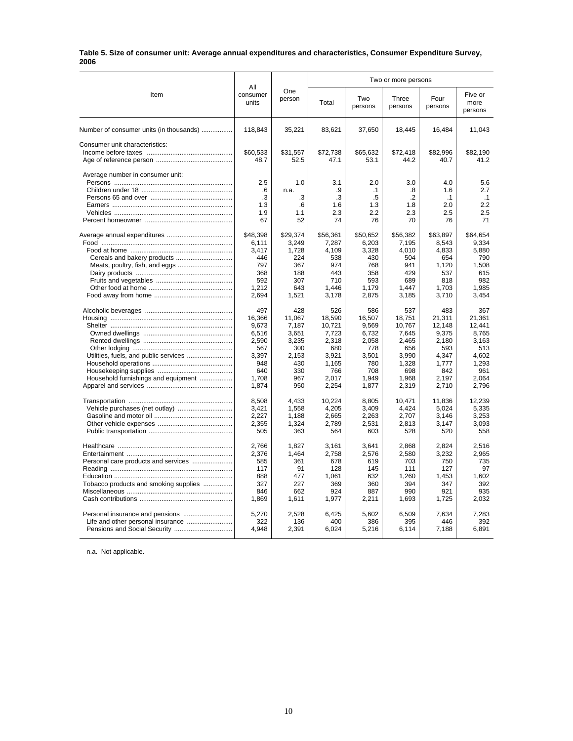**Table 5. Size of consumer unit: Average annual expenditures and characteristics, Consumer Expenditure Survey, 2006**

| Item | All consumer units | One person | Two or more persons | | | | |
|---|---|---|---|---|---|---|---|
| | | | Total | Two persons | Three persons | Four persons | Five or more persons |
| Number of consumer units (in thousands) | 118,843 | 35,221 | 83,621 | 37,650 | 18,445 | 16,484 | 11,043 |
| Consumer unit characteristics: | | | | | | | |
| Income before taxes | $60,533 | $31,557 | $72,738 | $65,632 | $72,418 | $82,996 | $82,190 |
| Age of reference person | 48.7 | 52.5 | 47.1 | 53.1 | 44.2 | 40.7 | 41.2 |
| Average number in consumer unit: | | | | | | | |
| Persons | 2.5 | 1.0 | 3.1 | 2.0 | 3.0 | 4.0 | 5.6 |
| Children under 18 | .6 | n.a. | .9 | .1 | .8 | 1.6 | 2.7 |
| Persons 65 and over | .3 | .3 | .3 | .5 | .2 | .1 | .1 |
| Earners | 1.3 | .6 | 1.6 | 1.3 | 1.8 | 2.0 | 2.2 |
| Vehicles | 1.9 | 1.1 | 2.3 | 2.2 | 2.3 | 2.5 | 2.5 |
| Percent homeowner | 67 | 52 | 74 | 76 | 70 | 76 | 71 |
| Average annual expenditures | $48,398 | $29,374 | $56,361 | $50,652 | $56,382 | $63,897 | $64,654 |
| Food | 6,111 | 3,249 | 7,287 | 6,203 | 7,195 | 8,543 | 9,334 |
| Food at home | 3,417 | 1,728 | 4,109 | 3,328 | 4,010 | 4,833 | 5,880 |
| Cereals and bakery products | 446 | 224 | 538 | 430 | 504 | 654 | 790 |
| Meats, poultry, fish, and eggs | 797 | 367 | 974 | 768 | 941 | 1,120 | 1,508 |
| Dairy products | 368 | 188 | 443 | 358 | 429 | 537 | 615 |
| Fruits and vegetables | 592 | 307 | 710 | 593 | 689 | 818 | 982 |
| Other food at home | 1,212 | 643 | 1,446 | 1,179 | 1,447 | 1,703 | 1,985 |
| Food away from home | 2,694 | 1,521 | 3,178 | 2,875 | 3,185 | 3,710 | 3,454 |
| Alcoholic beverages | 497 | 428 | 526 | 586 | 537 | 483 | 367 |
| Housing | 16,366 | 11,067 | 18,590 | 16,507 | 18,751 | 21,311 | 21,361 |
| Shelter | 9,673 | 7,187 | 10,721 | 9,569 | 10,767 | 12,148 | 12,441 |
| Owned dwellings | 6,516 | 3,651 | 7,723 | 6,732 | 7,645 | 9,375 | 8,765 |
| Rented dwellings | 2,590 | 3,235 | 2,318 | 2,058 | 2,465 | 2,180 | 3,163 |
| Other lodging | 567 | 300 | 680 | 778 | 656 | 593 | 513 |
| Utilities, fuels, and public services | 3,397 | 2,153 | 3,921 | 3,501 | 3,990 | 4,347 | 4,602 |
| Household operations | 948 | 430 | 1,165 | 780 | 1,328 | 1,777 | 1,293 |
| Housekeeping supplies | 640 | 330 | 766 | 708 | 698 | 842 | 961 |
| Household furnishings and equipment | 1,708 | 967 | 2,017 | 1,949 | 1,968 | 2,197 | 2,064 |
| Apparel and services | 1,874 | 950 | 2,254 | 1,877 | 2,319 | 2,710 | 2,796 |
| Transportation | 8,508 | 4,433 | 10,224 | 8,805 | 10,471 | 11,836 | 12,239 |
| Vehicle purchases (net outlay) | 3,421 | 1,558 | 4,205 | 3,409 | 4,424 | 5,024 | 5,335 |
| Gasoline and motor oil | 2,227 | 1,188 | 2,665 | 2,263 | 2,707 | 3,146 | 3,253 |
| Other vehicle expenses | 2,355 | 1,324 | 2,789 | 2,531 | 2,813 | 3,147 | 3,093 |
| Public transportation | 505 | 363 | 564 | 603 | 528 | 520 | 558 |
| Healthcare | 2,766 | 1,827 | 3,161 | 3,641 | 2,868 | 2,824 | 2,516 |
| Entertainment | 2,376 | 1,464 | 2,758 | 2,576 | 2,580 | 3,232 | 2,965 |
| Personal care products and services | 585 | 361 | 678 | 619 | 703 | 750 | 735 |
| Reading | 117 | 91 | 128 | 145 | 111 | 127 | 97 |
| Education | 888 | 477 | 1,061 | 632 | 1,260 | 1,453 | 1,602 |
| Tobacco products and smoking supplies | 327 | 227 | 369 | 360 | 394 | 347 | 392 |
| Miscellaneous | 846 | 662 | 924 | 887 | 990 | 921 | 935 |
| Cash contributions | 1,869 | 1,611 | 1,977 | 2,211 | 1,693 | 1,725 | 2,032 |
| Personal insurance and pensions | 5,270 | 2,528 | 6,425 | 5,602 | 6,509 | 7,634 | 7,283 |
| Life and other personal insurance | 322 | 136 | 400 | 386 | 395 | 446 | 392 |
| Pensions and Social Security | 4,948 | 2,391 | 6,024 | 5,216 | 6,114 | 7,188 | 6,891 |

n.a. Not applicable.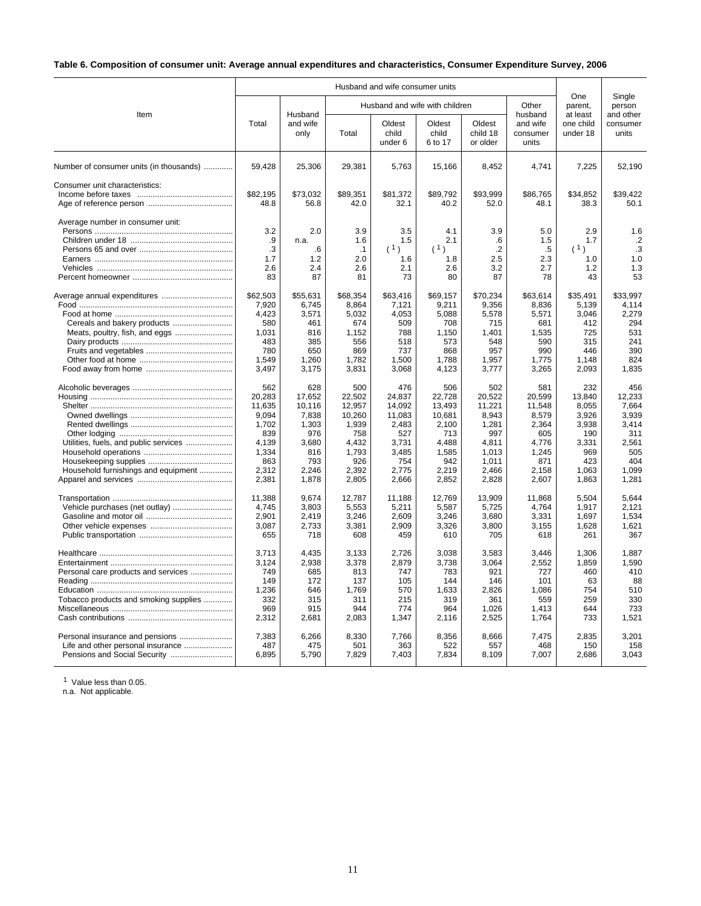**Table 6. Composition of consumer unit: Average annual expenditures and characteristics, Consumer Expenditure Survey, 2006**

| Item | Husband and wife consumer units | | | | | | | One parent, at least one child under 18 | Single person and other consumer units |
|---|---|---|---|---|---|---|---|---|---|
| | Total | Husband and wife only | Husband and wife with children | | | | Other husband and wife consumer units | | |
| | | | Total | Oldest child under 6 | Oldest child 6 to 17 | Oldest child 18 or older | | | |
| Number of consumer units (in thousands) | 59,428 | 25,306 | 29,381 | 5,763 | 15,166 | 8,452 | 4,741 | 7,225 | 52,190 |
| Consumer unit characteristics: | | | | | | | | | |
| Income before taxes | $82,195 | $73,032 | $89,351 | $81,372 | $89,792 | $93,999 | $86,765 | $34,852 | $39,422 |
| Age of reference person | 48.8 | 56.8 | 42.0 | 32.1 | 40.2 | 52.0 | 48.1 | 38.3 | 50.1 |
| Average number in consumer unit: | | | | | | | | | |
| Persons | 3.2 | 2.0 | 3.9 | 3.5 | 4.1 | 3.9 | 5.0 | 2.9 | 1.6 |
| Children under 18 | .9 | n.a. | 1.6 | 1.5 | 2.1 | .6 | 1.5 | 1.7 | .2 |
| Persons 65 and over | .3 | .6 | .1 | ([1]) | ([1]) | .2 | .5 | ([1]) | .3 |
| Earners | 1.7 | 1.2 | 2.0 | 1.6 | 1.8 | 2.5 | 2.3 | 1.0 | 1.0 |
| Vehicles | 2.6 | 2.4 | 2.6 | 2.1 | 2.6 | 3.2 | 2.7 | 1.2 | 1.3 |
| Percent homeowner | 83 | 87 | 81 | 73 | 80 | 87 | 78 | 43 | 53 |
| Average annual expenditures | $62,503 | $55,631 | $68,354 | $63,416 | $69,157 | $70,234 | $63,614 | $35,491 | $33,997 |
| Food | 7,920 | 6,745 | 8,864 | 7,121 | 9,211 | 9,356 | 8,836 | 5,139 | 4,114 |
| Food at home | 4,423 | 3,571 | 5,032 | 4,053 | 5,088 | 5,578 | 5,571 | 3,046 | 2,279 |
| Cereals and bakery products | 580 | 461 | 674 | 509 | 708 | 715 | 681 | 412 | 294 |
| Meats, poultry, fish, and eggs | 1,031 | 816 | 1,152 | 788 | 1,150 | 1,401 | 1,535 | 725 | 531 |
| Dairy products | 483 | 385 | 556 | 518 | 573 | 548 | 590 | 315 | 241 |
| Fruits and vegetables | 780 | 650 | 869 | 737 | 868 | 957 | 990 | 446 | 390 |
| Other food at home | 1,549 | 1,260 | 1,782 | 1,500 | 1,788 | 1,957 | 1,775 | 1,148 | 824 |
| Food away from home | 3,497 | 3,175 | 3,831 | 3,068 | 4,123 | 3,777 | 3,265 | 2,093 | 1,835 |
| Alcoholic beverages | 562 | 628 | 500 | 476 | 506 | 502 | 581 | 232 | 456 |
| Housing | 20,283 | 17,652 | 22,502 | 24,837 | 22,728 | 20,522 | 20,599 | 13,840 | 12,233 |
| Shelter | 11,635 | 10,116 | 12,957 | 14,092 | 13,493 | 11,221 | 11,548 | 8,055 | 7,664 |
| Owned dwellings | 9,094 | 7,838 | 10,260 | 11,083 | 10,681 | 8,943 | 8,579 | 3,926 | 3,939 |
| Rented dwellings | 1,702 | 1,303 | 1,939 | 2,483 | 2,100 | 1,281 | 2,364 | 3,938 | 3,414 |
| Other lodging | 839 | 976 | 758 | 527 | 713 | 997 | 605 | 190 | 311 |
| Utilities, fuels, and public services | 4,139 | 3,680 | 4,432 | 3,731 | 4,488 | 4,811 | 4,776 | 3,331 | 2,561 |
| Household operations | 1,334 | 816 | 1,793 | 3,485 | 1,585 | 1,013 | 1,245 | 969 | 505 |
| Housekeeping supplies | 863 | 793 | 926 | 754 | 942 | 1,011 | 871 | 423 | 404 |
| Household furnishings and equipment | 2,312 | 2,246 | 2,392 | 2,775 | 2,219 | 2,466 | 2,158 | 1,063 | 1,099 |
| Apparel and services | 2,381 | 1,878 | 2,805 | 2,666 | 2,852 | 2,828 | 2,607 | 1,863 | 1,281 |
| Transportation | 11,388 | 9,674 | 12,787 | 11,188 | 12,769 | 13,909 | 11,868 | 5,504 | 5,644 |
| Vehicle purchases (net outlay) | 4,745 | 3,803 | 5,553 | 5,211 | 5,587 | 5,725 | 4,764 | 1,917 | 2,121 |
| Gasoline and motor oil | 2,901 | 2,419 | 3,246 | 2,609 | 3,246 | 3,680 | 3,331 | 1,697 | 1,534 |
| Other vehicle expenses | 3,087 | 2,733 | 3,381 | 2,909 | 3,326 | 3,800 | 3,155 | 1,628 | 1,621 |
| Public transportation | 655 | 718 | 608 | 459 | 610 | 705 | 618 | 261 | 367 |
| Healthcare | 3,713 | 4,435 | 3,133 | 2,726 | 3,038 | 3,583 | 3,446 | 1,306 | 1,887 |
| Entertainment | 3,124 | 2,938 | 3,378 | 2,879 | 3,738 | 3,064 | 2,552 | 1,859 | 1,590 |
| Personal care products and services | 749 | 685 | 813 | 747 | 783 | 921 | 727 | 460 | 410 |
| Reading | 149 | 172 | 137 | 105 | 144 | 146 | 101 | 63 | 88 |
| Education | 1,236 | 646 | 1,769 | 570 | 1,633 | 2,826 | 1,086 | 754 | 510 |
| Tobacco products and smoking supplies | 332 | 315 | 311 | 215 | 319 | 361 | 559 | 259 | 330 |
| Miscellaneous | 969 | 915 | 944 | 774 | 964 | 1,026 | 1,413 | 644 | 733 |
| Cash contributions | 2,312 | 2,681 | 2,083 | 1,347 | 2,116 | 2,525 | 1,764 | 733 | 1,521 |
| Personal insurance and pensions | 7,383 | 6,266 | 8,330 | 7,766 | 8,356 | 8,666 | 7,475 | 2,835 | 3,201 |
| Life and other personal insurance | 487 | 475 | 501 | 363 | 522 | 557 | 468 | 150 | 158 |
| Pensions and Social Security | 6,895 | 5,790 | 7,829 | 7,403 | 7,834 | 8,109 | 7,007 | 2,686 | 3,043 |

[1] Value less than 0.05.
n.a. Not applicable.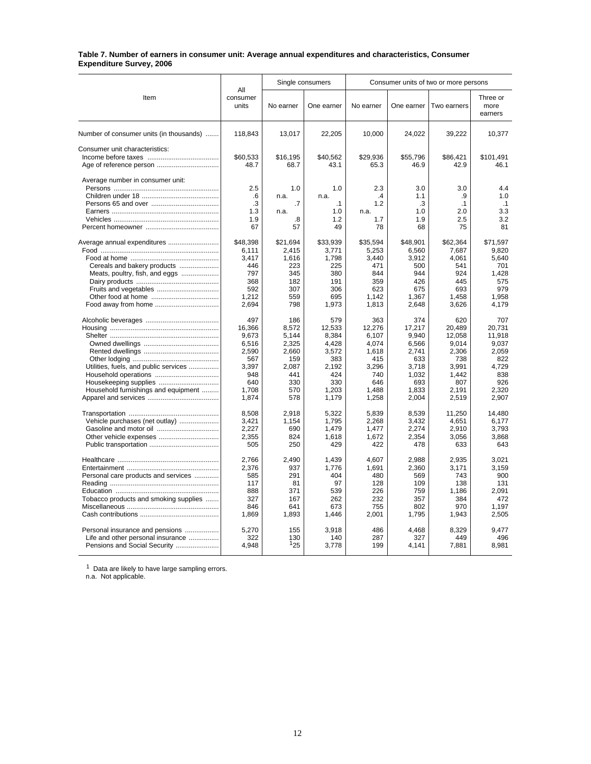**Table 7. Number of earners in consumer unit: Average annual expenditures and characteristics, Consumer Expenditure Survey, 2006**

| Item | All consumer units | Single consumers | | Consumer units of two or more persons | | | |
|---|---|---|---|---|---|---|---|
| | | No earner | One earner | No earner | One earner | Two earners | Three or more earners |
| Number of consumer units (in thousands) | 118,843 | 13,017 | 22,205 | 10,000 | 24,022 | 39,222 | 10,377 |
| Consumer unit characteristics: | | | | | | | |
| Income before taxes | $60,533 | $16,195 | $40,562 | $29,936 | $55,796 | $86,421 | $101,491 |
| Age of reference person | 48.7 | 68.7 | 43.1 | 65.3 | 46.9 | 42.9 | 46.1 |
| Average number in consumer unit: | | | | | | | |
| Persons | 2.5 | 1.0 | 1.0 | 2.3 | 3.0 | 3.0 | 4.4 |
| Children under 18 | .6 | n.a. | n.a. | .4 | 1.1 | .9 | 1.0 |
| Persons 65 and over | .3 | .7 | .1 | 1.2 | .3 | .1 | .1 |
| Earners | 1.3 | n.a. | 1.0 | n.a. | 1.0 | 2.0 | 3.3 |
| Vehicles | 1.9 | .8 | 1.2 | 1.7 | 1.9 | 2.5 | 3.2 |
| Percent homeowner | 67 | 57 | 49 | 78 | 68 | 75 | 81 |
| Average annual expenditures | $48,398 | $21,694 | $33,939 | $35,594 | $48,901 | $62,364 | $71,597 |
| Food | 6,111 | 2,415 | 3,771 | 5,253 | 6,560 | 7,687 | 9,820 |
| Food at home | 3,417 | 1,616 | 1,798 | 3,440 | 3,912 | 4,061 | 5,640 |
| Cereals and bakery products | 446 | 223 | 225 | 471 | 500 | 541 | 701 |
| Meats, poultry, fish, and eggs | 797 | 345 | 380 | 844 | 944 | 924 | 1,428 |
| Dairy products | 368 | 182 | 191 | 359 | 426 | 445 | 575 |
| Fruits and vegetables | 592 | 307 | 306 | 623 | 675 | 693 | 979 |
| Other food at home | 1,212 | 559 | 695 | 1,142 | 1,367 | 1,458 | 1,958 |
| Food away from home | 2,694 | 798 | 1,973 | 1,813 | 2,648 | 3,626 | 4,179 |
| Alcoholic beverages | 497 | 186 | 579 | 363 | 374 | 620 | 707 |
| Housing | 16,366 | 8,572 | 12,533 | 12,276 | 17,217 | 20,489 | 20,731 |
| Shelter | 9,673 | 5,144 | 8,384 | 6,107 | 9,940 | 12,058 | 11,918 |
| Owned dwellings | 6,516 | 2,325 | 4,428 | 4,074 | 6,566 | 9,014 | 9,037 |
| Rented dwellings | 2,590 | 2,660 | 3,572 | 1,618 | 2,741 | 2,306 | 2,059 |
| Other lodging | 567 | 159 | 383 | 415 | 633 | 738 | 822 |
| Utilities, fuels, and public services | 3,397 | 2,087 | 2,192 | 3,296 | 3,718 | 3,991 | 4,729 |
| Household operations | 948 | 441 | 424 | 740 | 1,032 | 1,442 | 838 |
| Housekeeping supplies | 640 | 330 | 330 | 646 | 693 | 807 | 926 |
| Household furnishings and equipment | 1,708 | 570 | 1,203 | 1,488 | 1,833 | 2,191 | 2,320 |
| Apparel and services | 1,874 | 578 | 1,179 | 1,258 | 2,004 | 2,519 | 2,907 |
| Transportation | 8,508 | 2,918 | 5,322 | 5,839 | 8,539 | 11,250 | 14,480 |
| Vehicle purchases (net outlay) | 3,421 | 1,154 | 1,795 | 2,268 | 3,432 | 4,651 | 6,177 |
| Gasoline and motor oil | 2,227 | 690 | 1,479 | 1,477 | 2,274 | 2,910 | 3,793 |
| Other vehicle expenses | 2,355 | 824 | 1,618 | 1,672 | 2,354 | 3,056 | 3,868 |
| Public transportation | 505 | 250 | 429 | 422 | 478 | 633 | 643 |
| Healthcare | 2,766 | 2,490 | 1,439 | 4,607 | 2,988 | 2,935 | 3,021 |
| Entertainment | 2,376 | 937 | 1,776 | 1,691 | 2,360 | 3,171 | 3,159 |
| Personal care products and services | 585 | 291 | 404 | 480 | 569 | 743 | 900 |
| Reading | 117 | 81 | 97 | 128 | 109 | 138 | 131 |
| Education | 888 | 371 | 539 | 226 | 759 | 1,186 | 2,091 |
| Tobacco products and smoking supplies | 327 | 167 | 262 | 232 | 357 | 384 | 472 |
| Miscellaneous | 846 | 641 | 673 | 755 | 802 | 970 | 1,197 |
| Cash contributions | 1,869 | 1,893 | 1,446 | 2,001 | 1,795 | 1,943 | 2,505 |
| Personal insurance and pensions | 5,270 | 155 | 3,918 | 486 | 4,468 | 8,329 | 9,477 |
| Life and other personal insurance | 322 | 130 | 140 | 287 | 327 | 449 | 496 |
| Pensions and Social Security | 4,948 | [1]25 | 3,778 | 199 | 4,141 | 7,881 | 8,981 |

[1] Data are likely to have large sampling errors.
n.a. Not applicable.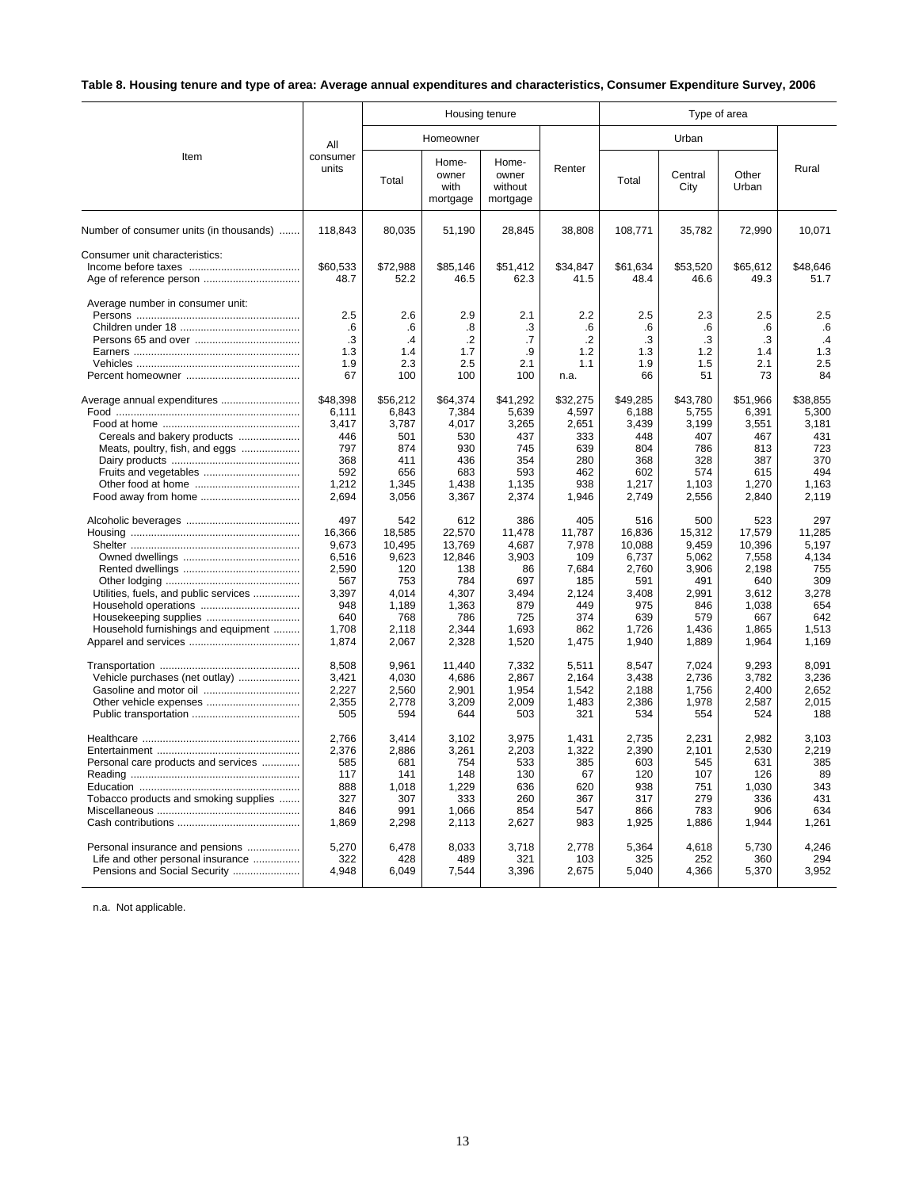**Table 8. Housing tenure and type of area: Average annual expenditures and characteristics, Consumer Expenditure Survey, 2006**

| Item | All consumer units | Housing tenure | | | | Type of area | | | |
|---|---|---|---|---|---|---|---|---|---|
| | | Homeowner | | | Renter | Urban | | | Rural |
| | | Total | Home-owner with mortgage | Home-owner without mortgage | | Total | Central City | Other Urban | |
| Number of consumer units (in thousands) | 118,843 | 80,035 | 51,190 | 28,845 | 38,808 | 108,771 | 35,782 | 72,990 | 10,071 |
| Consumer unit characteristics: | | | | | | | | | |
| Income before taxes | $60,533 | $72,988 | $85,146 | $51,412 | $34,847 | $61,634 | $53,520 | $65,612 | $48,646 |
| Age of reference person | 48.7 | 52.2 | 46.5 | 62.3 | 41.5 | 48.4 | 46.6 | 49.3 | 51.7 |
| Average number in consumer unit: | | | | | | | | | |
| Persons | 2.5 | 2.6 | 2.9 | 2.1 | 2.2 | 2.5 | 2.3 | 2.5 | 2.5 |
| Children under 18 | .6 | .6 | .8 | .3 | .6 | .6 | .6 | .6 | .6 |
| Persons 65 and over | .3 | .4 | .2 | .7 | .2 | .3 | .3 | .3 | .4 |
| Earners | 1.3 | 1.4 | 1.7 | .9 | 1.2 | 1.3 | 1.2 | 1.4 | 1.3 |
| Vehicles | 1.9 | 2.3 | 2.5 | 2.1 | 1.1 | 1.9 | 1.5 | 2.1 | 2.5 |
| Percent homeowner | 67 | 100 | 100 | 100 | n.a. | 66 | 51 | 73 | 84 |
| Average annual expenditures | $48,398 | $56,212 | $64,374 | $41,292 | $32,275 | $49,285 | $43,780 | $51,966 | $38,855 |
| Food | 6,111 | 6,843 | 7,384 | 5,639 | 4,597 | 6,188 | 5,755 | 6,391 | 5,300 |
| Food at home | 3,417 | 3,787 | 4,017 | 3,265 | 2,651 | 3,439 | 3,199 | 3,551 | 3,181 |
| Cereals and bakery products | 446 | 501 | 530 | 437 | 333 | 448 | 407 | 467 | 431 |
| Meats, poultry, fish, and eggs | 797 | 874 | 930 | 745 | 639 | 804 | 786 | 813 | 723 |
| Dairy products | 368 | 411 | 436 | 354 | 280 | 368 | 328 | 387 | 370 |
| Fruits and vegetables | 592 | 656 | 683 | 593 | 462 | 602 | 574 | 615 | 494 |
| Other food at home | 1,212 | 1,345 | 1,438 | 1,135 | 938 | 1,217 | 1,103 | 1,270 | 1,163 |
| Food away from home | 2,694 | 3,056 | 3,367 | 2,374 | 1,946 | 2,749 | 2,556 | 2,840 | 2,119 |
| Alcoholic beverages | 497 | 542 | 612 | 386 | 405 | 516 | 500 | 523 | 297 |
| Housing | 16,366 | 18,585 | 22,570 | 11,478 | 11,787 | 16,836 | 15,312 | 17,579 | 11,285 |
| Shelter | 9,673 | 10,495 | 13,769 | 4,687 | 7,978 | 10,088 | 9,459 | 10,396 | 5,197 |
| Owned dwellings | 6,516 | 9,623 | 12,846 | 3,903 | 109 | 6,737 | 5,062 | 7,558 | 4,134 |
| Rented dwellings | 2,590 | 120 | 138 | 86 | 7,684 | 2,760 | 3,906 | 2,198 | 755 |
| Other lodging | 567 | 753 | 784 | 697 | 185 | 591 | 491 | 640 | 309 |
| Utilities, fuels, and public services | 3,397 | 4,014 | 4,307 | 3,494 | 2,124 | 3,408 | 2,991 | 3,612 | 3,278 |
| Household operations | 948 | 1,189 | 1,363 | 879 | 449 | 975 | 846 | 1,038 | 654 |
| Housekeeping supplies | 640 | 768 | 786 | 725 | 374 | 639 | 579 | 667 | 642 |
| Household furnishings and equipment | 1,708 | 2,118 | 2,344 | 1,693 | 862 | 1,726 | 1,436 | 1,865 | 1,513 |
| Apparel and services | 1,874 | 2,067 | 2,328 | 1,520 | 1,475 | 1,940 | 1,889 | 1,964 | 1,169 |
| Transportation | 8,508 | 9,961 | 11,440 | 7,332 | 5,511 | 8,547 | 7,024 | 9,293 | 8,091 |
| Vehicle purchases (net outlay) | 3,421 | 4,030 | 4,686 | 2,867 | 2,164 | 3,438 | 2,736 | 3,782 | 3,236 |
| Gasoline and motor oil | 2,227 | 2,560 | 2,901 | 1,954 | 1,542 | 2,188 | 1,756 | 2,400 | 2,652 |
| Other vehicle expenses | 2,355 | 2,778 | 3,209 | 2,009 | 1,483 | 2,386 | 1,978 | 2,587 | 2,015 |
| Public transportation | 505 | 594 | 644 | 503 | 321 | 534 | 554 | 524 | 188 |
| Healthcare | 2,766 | 3,414 | 3,102 | 3,975 | 1,431 | 2,735 | 2,231 | 2,982 | 3,103 |
| Entertainment | 2,376 | 2,886 | 3,261 | 2,203 | 1,322 | 2,390 | 2,101 | 2,530 | 2,219 |
| Personal care products and services | 585 | 681 | 754 | 533 | 385 | 603 | 545 | 631 | 385 |
| Reading | 117 | 141 | 148 | 130 | 67 | 120 | 107 | 126 | 89 |
| Education | 888 | 1,018 | 1,229 | 636 | 620 | 938 | 751 | 1,030 | 343 |
| Tobacco products and smoking supplies | 327 | 307 | 333 | 260 | 367 | 317 | 279 | 336 | 431 |
| Miscellaneous | 846 | 991 | 1,066 | 854 | 547 | 866 | 783 | 906 | 634 |
| Cash contributions | 1,869 | 2,298 | 2,113 | 2,627 | 983 | 1,925 | 1,886 | 1,944 | 1,261 |
| Personal insurance and pensions | 5,270 | 6,478 | 8,033 | 3,718 | 2,778 | 5,364 | 4,618 | 5,730 | 4,246 |
| Life and other personal insurance | 322 | 428 | 489 | 321 | 103 | 325 | 252 | 360 | 294 |
| Pensions and Social Security | 4,948 | 6,049 | 7,544 | 3,396 | 2,675 | 5,040 | 4,366 | 5,370 | 3,952 |

n.a. Not applicable.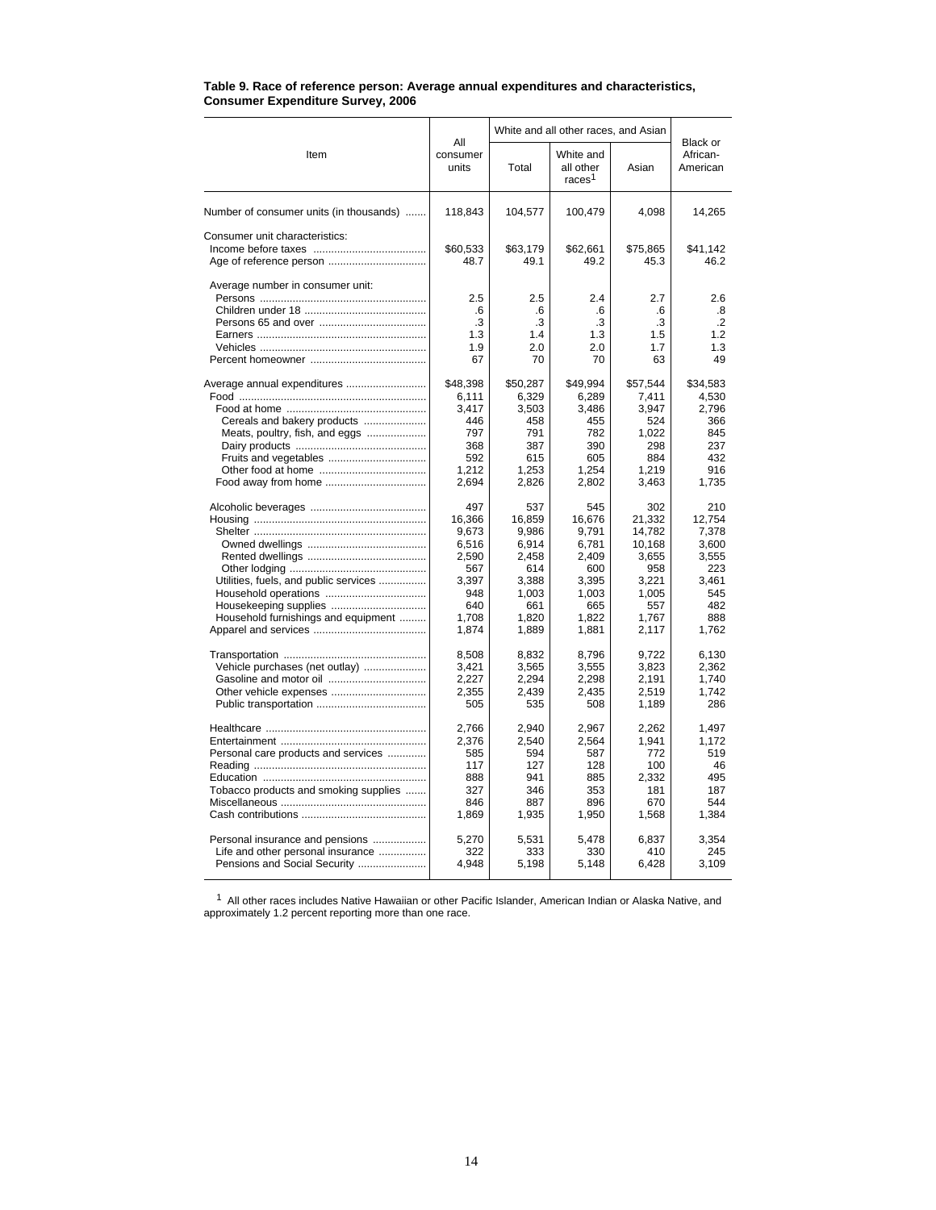**Table 9. Race of reference person: Average annual expenditures and characteristics, Consumer Expenditure Survey, 2006**

| Item | All consumer units | White and all other races, and Asian | | | Black or African-American |
|---|---|---|---|---|---|
| | | Total | White and all other races[1] | Asian | |
| Number of consumer units (in thousands) | 118,843 | 104,577 | 100,479 | 4,098 | 14,265 |
| Consumer unit characteristics: | | | | | |
| Income before taxes | $60,533 | $63,179 | $62,661 | $75,865 | $41,142 |
| Age of reference person | 48.7 | 49.1 | 49.2 | 45.3 | 46.2 |
| Average number in consumer unit: | | | | | |
| Persons | 2.5 | 2.5 | 2.4 | 2.7 | 2.6 |
| Children under 18 | .6 | .6 | .6 | .6 | .8 |
| Persons 65 and over | .3 | .3 | .3 | .3 | .2 |
| Earners | 1.3 | 1.4 | 1.3 | 1.5 | 1.2 |
| Vehicles | 1.9 | 2.0 | 2.0 | 1.7 | 1.3 |
| Percent homeowner | 67 | 70 | 70 | 63 | 49 |
| Average annual expenditures | $48,398 | $50,287 | $49,994 | $57,544 | $34,583 |
| Food | 6,111 | 6,329 | 6,289 | 7,411 | 4,530 |
| Food at home | 3,417 | 3,503 | 3,486 | 3,947 | 2,796 |
| Cereals and bakery products | 446 | 458 | 455 | 524 | 366 |
| Meats, poultry, fish, and eggs | 797 | 791 | 782 | 1,022 | 845 |
| Dairy products | 368 | 387 | 390 | 298 | 237 |
| Fruits and vegetables | 592 | 615 | 605 | 884 | 432 |
| Other food at home | 1,212 | 1,253 | 1,254 | 1,219 | 916 |
| Food away from home | 2,694 | 2,826 | 2,802 | 3,463 | 1,735 |
| Alcoholic beverages | 497 | 537 | 545 | 302 | 210 |
| Housing | 16,366 | 16,859 | 16,676 | 21,332 | 12,754 |
| Shelter | 9,673 | 9,986 | 9,791 | 14,782 | 7,378 |
| Owned dwellings | 6,516 | 6,914 | 6,781 | 10,168 | 3,600 |
| Rented dwellings | 2,590 | 2,458 | 2,409 | 3,655 | 3,555 |
| Other lodging | 567 | 614 | 600 | 958 | 223 |
| Utilities, fuels, and public services | 3,397 | 3,388 | 3,395 | 3,221 | 3,461 |
| Household operations | 948 | 1,003 | 1,003 | 1,005 | 545 |
| Housekeeping supplies | 640 | 661 | 665 | 557 | 482 |
| Household furnishings and equipment | 1,708 | 1,820 | 1,822 | 1,767 | 888 |
| Apparel and services | 1,874 | 1,889 | 1,881 | 2,117 | 1,762 |
| Transportation | 8,508 | 8,832 | 8,796 | 9,722 | 6,130 |
| Vehicle purchases (net outlay) | 3,421 | 3,565 | 3,555 | 3,823 | 2,362 |
| Gasoline and motor oil | 2,227 | 2,294 | 2,298 | 2,191 | 1,740 |
| Other vehicle expenses | 2,355 | 2,439 | 2,435 | 2,519 | 1,742 |
| Public transportation | 505 | 535 | 508 | 1,189 | 286 |
| Healthcare | 2,766 | 2,940 | 2,967 | 2,262 | 1,497 |
| Entertainment | 2,376 | 2,540 | 2,564 | 1,941 | 1,172 |
| Personal care products and services | 585 | 594 | 587 | 772 | 519 |
| Reading | 117 | 127 | 128 | 100 | 46 |
| Education | 888 | 941 | 885 | 2,332 | 495 |
| Tobacco products and smoking supplies | 327 | 346 | 353 | 181 | 187 |
| Miscellaneous | 846 | 887 | 896 | 670 | 544 |
| Cash contributions | 1,869 | 1,935 | 1,950 | 1,568 | 1,384 |
| Personal insurance and pensions | 5,270 | 5,531 | 5,478 | 6,837 | 3,354 |
| Life and other personal insurance | 322 | 333 | 330 | 410 | 245 |
| Pensions and Social Security | 4,948 | 5,198 | 5,148 | 6,428 | 3,109 |

[1] All other races includes Native Hawaiian or other Pacific Islander, American Indian or Alaska Native, and approximately 1.2 percent reporting more than one race.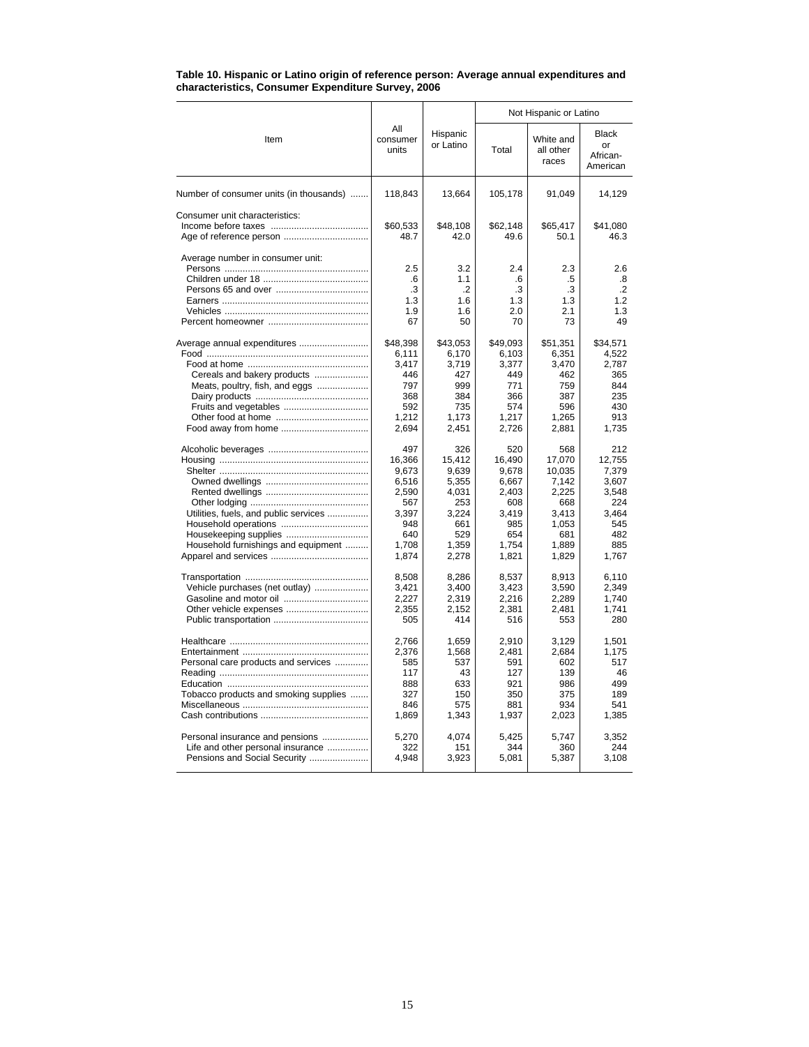**Table 10. Hispanic or Latino origin of reference person: Average annual expenditures and characteristics, Consumer Expenditure Survey, 2006**

| Item | All consumer units | Hispanic or Latino | Not Hispanic or Latino | | |
|---|---|---|---|---|---|
| | | | Total | White and all other races | Black or African-American |
| Number of consumer units (in thousands) | 118,843 | 13,664 | 105,178 | 91,049 | 14,129 |
| Consumer unit characteristics: | | | | | |
| Income before taxes | $60,533 | $48,108 | $62,148 | $65,417 | $41,080 |
| Age of reference person | 48.7 | 42.0 | 49.6 | 50.1 | 46.3 |
| Average number in consumer unit: | | | | | |
| Persons | 2.5 | 3.2 | 2.4 | 2.3 | 2.6 |
| Children under 18 | .6 | 1.1 | .6 | .5 | .8 |
| Persons 65 and over | .3 | .2 | .3 | .3 | .2 |
| Earners | 1.3 | 1.6 | 1.3 | 1.3 | 1.2 |
| Vehicles | 1.9 | 1.6 | 2.0 | 2.1 | 1.3 |
| Percent homeowner | 67 | 50 | 70 | 73 | 49 |
| Average annual expenditures | $48,398 | $43,053 | $49,093 | $51,351 | $34,571 |
| Food | 6,111 | 6,170 | 6,103 | 6,351 | 4,522 |
| Food at home | 3,417 | 3,719 | 3,377 | 3,470 | 2,787 |
| Cereals and bakery products | 446 | 427 | 449 | 462 | 365 |
| Meats, poultry, fish, and eggs | 797 | 999 | 771 | 759 | 844 |
| Dairy products | 368 | 384 | 366 | 387 | 235 |
| Fruits and vegetables | 592 | 735 | 574 | 596 | 430 |
| Other food at home | 1,212 | 1,173 | 1,217 | 1,265 | 913 |
| Food away from home | 2,694 | 2,451 | 2,726 | 2,881 | 1,735 |
| Alcoholic beverages | 497 | 326 | 520 | 568 | 212 |
| Housing | 16,366 | 15,412 | 16,490 | 17,070 | 12,755 |
| Shelter | 9,673 | 9,639 | 9,678 | 10,035 | 7,379 |
| Owned dwellings | 6,516 | 5,355 | 6,667 | 7,142 | 3,607 |
| Rented dwellings | 2,590 | 4,031 | 2,403 | 2,225 | 3,548 |
| Other lodging | 567 | 253 | 608 | 668 | 224 |
| Utilities, fuels, and public services | 3,397 | 3,224 | 3,419 | 3,413 | 3,464 |
| Household operations | 948 | 661 | 985 | 1,053 | 545 |
| Housekeeping supplies | 640 | 529 | 654 | 681 | 482 |
| Household furnishings and equipment | 1,708 | 1,359 | 1,754 | 1,889 | 885 |
| Apparel and services | 1,874 | 2,278 | 1,821 | 1,829 | 1,767 |
| Transportation | 8,508 | 8,286 | 8,537 | 8,913 | 6,110 |
| Vehicle purchases (net outlay) | 3,421 | 3,400 | 3,423 | 3,590 | 2,349 |
| Gasoline and motor oil | 2,227 | 2,319 | 2,216 | 2,289 | 1,740 |
| Other vehicle expenses | 2,355 | 2,152 | 2,381 | 2,481 | 1,741 |
| Public transportation | 505 | 414 | 516 | 553 | 280 |
| Healthcare | 2,766 | 1,659 | 2,910 | 3,129 | 1,501 |
| Entertainment | 2,376 | 1,568 | 2,481 | 2,684 | 1,175 |
| Personal care products and services | 585 | 537 | 591 | 602 | 517 |
| Reading | 117 | 43 | 127 | 139 | 46 |
| Education | 888 | 633 | 921 | 986 | 499 |
| Tobacco products and smoking supplies | 327 | 150 | 350 | 375 | 189 |
| Miscellaneous | 846 | 575 | 881 | 934 | 541 |
| Cash contributions | 1,869 | 1,343 | 1,937 | 2,023 | 1,385 |
| Personal insurance and pensions | 5,270 | 4,074 | 5,425 | 5,747 | 3,352 |
| Life and other personal insurance | 322 | 151 | 344 | 360 | 244 |
| Pensions and Social Security | 4,948 | 3,923 | 5,081 | 5,387 | 3,108 |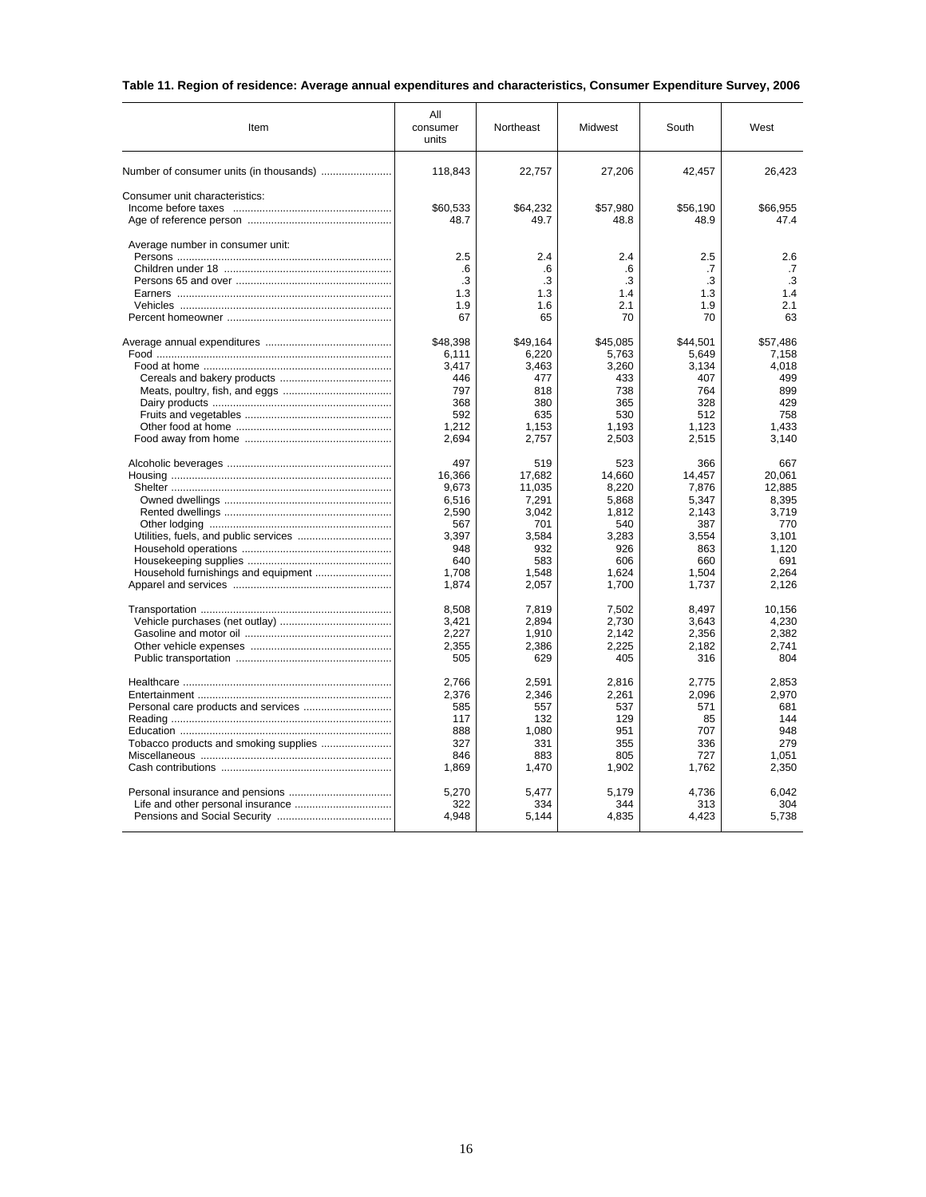**Table 11. Region of residence: Average annual expenditures and characteristics, Consumer Expenditure Survey, 2006**

| Item | All consumer units | Northeast | Midwest | South | West |
|---|---|---|---|---|---|
| Number of consumer units (in thousands) | 118,843 | 22,757 | 27,206 | 42,457 | 26,423 |
| Consumer unit characteristics: | | | | | |
| Income before taxes | $60,533 | $64,232 | $57,980 | $56,190 | $66,955 |
| Age of reference person | 48.7 | 49.7 | 48.8 | 48.9 | 47.4 |
| Average number in consumer unit: | | | | | |
| Persons | 2.5 | 2.4 | 2.4 | 2.5 | 2.6 |
| Children under 18 | .6 | .6 | .6 | .7 | .7 |
| Persons 65 and over | .3 | .3 | .3 | .3 | .3 |
| Earners | 1.3 | 1.3 | 1.4 | 1.3 | 1.4 |
| Vehicles | 1.9 | 1.6 | 2.1 | 1.9 | 2.1 |
| Percent homeowner | 67 | 65 | 70 | 70 | 63 |
| Average annual expenditures | $48,398 | $49,164 | $45,085 | $44,501 | $57,486 |
| Food | 6,111 | 6,220 | 5,763 | 5,649 | 7,158 |
| Food at home | 3,417 | 3,463 | 3,260 | 3,134 | 4,018 |
| Cereals and bakery products | 446 | 477 | 433 | 407 | 499 |
| Meats, poultry, fish, and eggs | 797 | 818 | 738 | 764 | 899 |
| Dairy products | 368 | 380 | 365 | 328 | 429 |
| Fruits and vegetables | 592 | 635 | 530 | 512 | 758 |
| Other food at home | 1,212 | 1,153 | 1,193 | 1,123 | 1,433 |
| Food away from home | 2,694 | 2,757 | 2,503 | 2,515 | 3,140 |
| Alcoholic beverages | 497 | 519 | 523 | 366 | 667 |
| Housing | 16,366 | 17,682 | 14,660 | 14,457 | 20,061 |
| Shelter | 9,673 | 11,035 | 8,220 | 7,876 | 12,885 |
| Owned dwellings | 6,516 | 7,291 | 5,868 | 5,347 | 8,395 |
| Rented dwellings | 2,590 | 3,042 | 1,812 | 2,143 | 3,719 |
| Other lodging | 567 | 701 | 540 | 387 | 770 |
| Utilities, fuels, and public services | 3,397 | 3,584 | 3,283 | 3,554 | 3,101 |
| Household operations | 948 | 932 | 926 | 863 | 1,120 |
| Housekeeping supplies | 640 | 583 | 606 | 660 | 691 |
| Household furnishings and equipment | 1,708 | 1,548 | 1,624 | 1,504 | 2,264 |
| Apparel and services | 1,874 | 2,057 | 1,700 | 1,737 | 2,126 |
| Transportation | 8,508 | 7,819 | 7,502 | 8,497 | 10,156 |
| Vehicle purchases (net outlay) | 3,421 | 2,894 | 2,730 | 3,643 | 4,230 |
| Gasoline and motor oil | 2,227 | 1,910 | 2,142 | 2,356 | 2,382 |
| Other vehicle expenses | 2,355 | 2,386 | 2,225 | 2,182 | 2,741 |
| Public transportation | 505 | 629 | 405 | 316 | 804 |
| Healthcare | 2,766 | 2,591 | 2,816 | 2,775 | 2,853 |
| Entertainment | 2,376 | 2,346 | 2,261 | 2,096 | 2,970 |
| Personal care products and services | 585 | 557 | 537 | 571 | 681 |
| Reading | 117 | 132 | 129 | 85 | 144 |
| Education | 888 | 1,080 | 951 | 707 | 948 |
| Tobacco products and smoking supplies | 327 | 331 | 355 | 336 | 279 |
| Miscellaneous | 846 | 883 | 805 | 727 | 1,051 |
| Cash contributions | 1,869 | 1,470 | 1,902 | 1,762 | 2,350 |
| Personal insurance and pensions | 5,270 | 5,477 | 5,179 | 4,736 | 6,042 |
| Life and other personal insurance | 322 | 334 | 344 | 313 | 304 |
| Pensions and Social Security | 4,948 | 5,144 | 4,835 | 4,423 | 5,738 |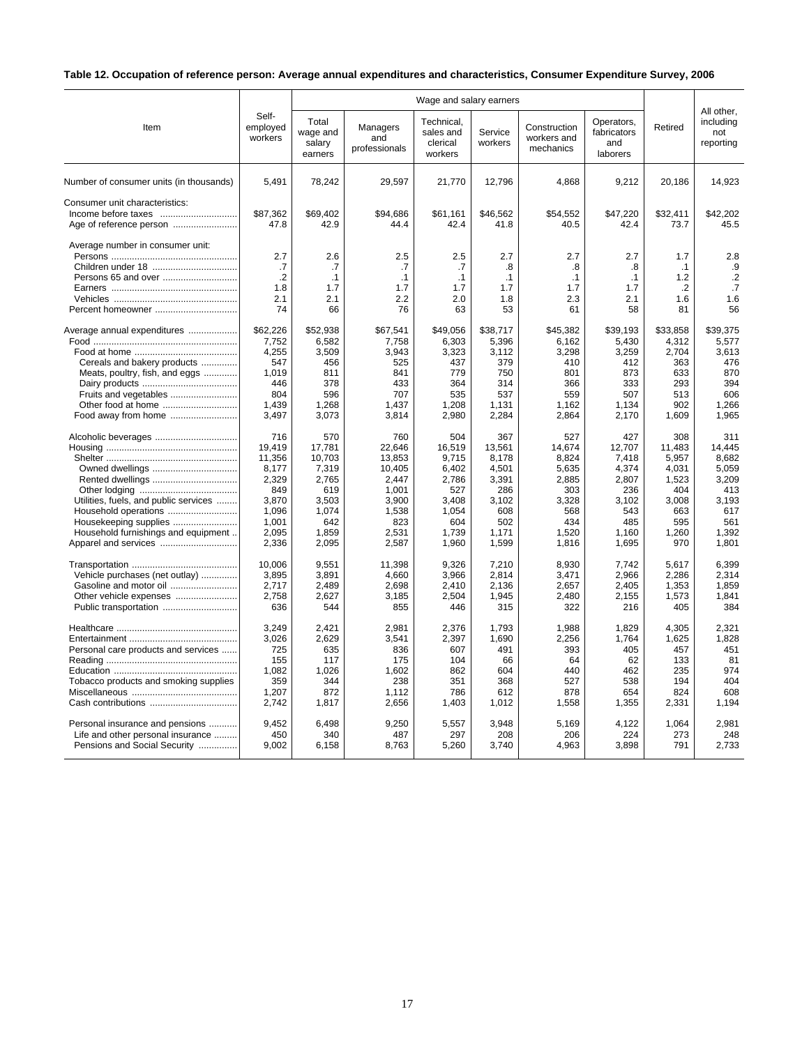**Table 12. Occupation of reference person: Average annual expenditures and characteristics, Consumer Expenditure Survey, 2006**

| Item | Self-employed workers | Wage and salary earners | | | | | | Retired | All other, including not reporting |
|---|---|---|---|---|---|---|---|---|---|
| | | Total wage and salary earners | Managers and professionals | Technical, sales and clerical workers | Service workers | Construction workers and mechanics | Operators, fabricators and laborers | | |
| Number of consumer units (in thousands) | 5,491 | 78,242 | 29,597 | 21,770 | 12,796 | 4,868 | 9,212 | 20,186 | 14,923 |
| Consumer unit characteristics: | | | | | | | | | |
| Income before taxes | $87,362 | $69,402 | $94,686 | $61,161 | $46,562 | $54,552 | $47,220 | $32,411 | $42,202 |
| Age of reference person | 47.8 | 42.9 | 44.4 | 42.4 | 41.8 | 40.5 | 42.4 | 73.7 | 45.5 |
| Average number in consumer unit: | | | | | | | | | |
| Persons | 2.7 | 2.6 | 2.5 | 2.5 | 2.7 | 2.7 | 2.7 | 1.7 | 2.8 |
| Children under 18 | .7 | .7 | .7 | .7 | .8 | .8 | .8 | .1 | .9 |
| Persons 65 and over | .2 | .1 | .1 | .1 | .1 | .1 | .1 | 1.2 | .2 |
| Earners | 1.8 | 1.7 | 1.7 | 1.7 | 1.7 | 1.7 | 1.7 | .2 | .7 |
| Vehicles | 2.1 | 2.1 | 2.2 | 2.0 | 1.8 | 2.3 | 2.1 | 1.6 | 1.6 |
| Percent homeowner | 74 | 66 | 76 | 63 | 53 | 61 | 58 | 81 | 56 |
| Average annual expenditures | $62,226 | $52,938 | $67,541 | $49,056 | $38,717 | $45,382 | $39,193 | $33,858 | $39,375 |
| Food | 7,752 | 6,582 | 7,758 | 6,303 | 5,396 | 6,162 | 5,430 | 4,312 | 5,577 |
| Food at home | 4,255 | 3,509 | 3,943 | 3,323 | 3,112 | 3,298 | 3,259 | 2,704 | 3,613 |
| Cereals and bakery products | 547 | 456 | 525 | 437 | 379 | 410 | 412 | 363 | 476 |
| Meats, poultry, fish, and eggs | 1,019 | 811 | 841 | 779 | 750 | 801 | 873 | 633 | 870 |
| Dairy products | 446 | 378 | 433 | 364 | 314 | 366 | 333 | 293 | 394 |
| Fruits and vegetables | 804 | 596 | 707 | 535 | 537 | 559 | 507 | 513 | 606 |
| Other food at home | 1,439 | 1,268 | 1,437 | 1,208 | 1,131 | 1,162 | 1,134 | 902 | 1,266 |
| Food away from home | 3,497 | 3,073 | 3,814 | 2,980 | 2,284 | 2,864 | 2,170 | 1,609 | 1,965 |
| Alcoholic beverages | 716 | 570 | 760 | 504 | 367 | 527 | 427 | 308 | 311 |
| Housing | 19,419 | 17,781 | 22,646 | 16,519 | 13,561 | 14,674 | 12,707 | 11,483 | 14,445 |
| Shelter | 11,356 | 10,703 | 13,853 | 9,715 | 8,178 | 8,824 | 7,418 | 5,957 | 8,682 |
| Owned dwellings | 8,177 | 7,319 | 10,405 | 6,402 | 4,501 | 5,635 | 4,374 | 4,031 | 5,059 |
| Rented dwellings | 2,329 | 2,765 | 2,447 | 2,786 | 3,391 | 2,885 | 2,807 | 1,523 | 3,209 |
| Other lodging | 849 | 619 | 1,001 | 527 | 286 | 303 | 236 | 404 | 413 |
| Utilities, fuels, and public services | 3,870 | 3,503 | 3,900 | 3,408 | 3,102 | 3,328 | 3,102 | 3,008 | 3,193 |
| Household operations | 1,096 | 1,074 | 1,538 | 1,054 | 608 | 568 | 543 | 663 | 617 |
| Housekeeping supplies | 1,001 | 642 | 823 | 604 | 502 | 434 | 485 | 595 | 561 |
| Household furnishings and equipment | 2,095 | 1,859 | 2,531 | 1,739 | 1,171 | 1,520 | 1,160 | 1,260 | 1,392 |
| Apparel and services | 2,336 | 2,095 | 2,587 | 1,960 | 1,599 | 1,816 | 1,695 | 970 | 1,801 |
| Transportation | 10,006 | 9,551 | 11,398 | 9,326 | 7,210 | 8,930 | 7,742 | 5,617 | 6,399 |
| Vehicle purchases (net outlay) | 3,895 | 3,891 | 4,660 | 3,966 | 2,814 | 3,471 | 2,966 | 2,286 | 2,314 |
| Gasoline and motor oil | 2,717 | 2,489 | 2,698 | 2,410 | 2,136 | 2,657 | 2,405 | 1,353 | 1,859 |
| Other vehicle expenses | 2,758 | 2,627 | 3,185 | 2,504 | 1,945 | 2,480 | 2,155 | 1,573 | 1,841 |
| Public transportation | 636 | 544 | 855 | 446 | 315 | 322 | 216 | 405 | 384 |
| Healthcare | 3,249 | 2,421 | 2,981 | 2,376 | 1,793 | 1,988 | 1,829 | 4,305 | 2,321 |
| Entertainment | 3,026 | 2,629 | 3,541 | 2,397 | 1,690 | 2,256 | 1,764 | 1,625 | 1,828 |
| Personal care products and services | 725 | 635 | 836 | 607 | 491 | 393 | 405 | 457 | 451 |
| Reading | 155 | 117 | 175 | 104 | 66 | 64 | 62 | 133 | 81 |
| Education | 1,082 | 1,026 | 1,602 | 862 | 604 | 440 | 462 | 235 | 974 |
| Tobacco products and smoking supplies | 359 | 344 | 238 | 351 | 368 | 527 | 538 | 194 | 404 |
| Miscellaneous | 1,207 | 872 | 1,112 | 786 | 612 | 878 | 654 | 824 | 608 |
| Cash contributions | 2,742 | 1,817 | 2,656 | 1,403 | 1,012 | 1,558 | 1,355 | 2,331 | 1,194 |
| Personal insurance and pensions | 9,452 | 6,498 | 9,250 | 5,557 | 3,948 | 5,169 | 4,122 | 1,064 | 2,981 |
| Life and other personal insurance | 450 | 340 | 487 | 297 | 208 | 206 | 224 | 273 | 248 |
| Pensions and Social Security | 9,002 | 6,158 | 8,763 | 5,260 | 3,740 | 4,963 | 3,898 | 791 | 2,733 |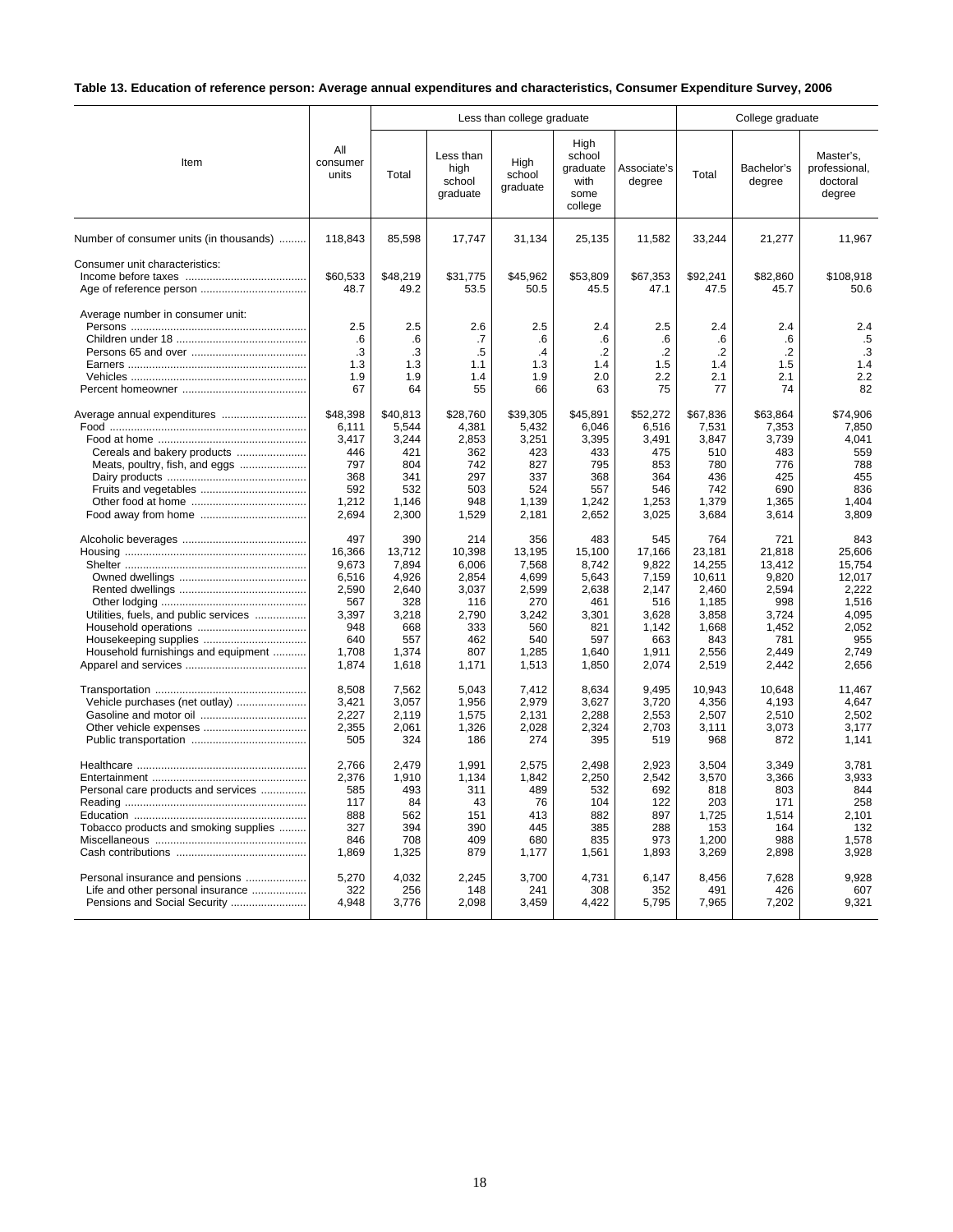**Table 13. Education of reference person: Average annual expenditures and characteristics, Consumer Expenditure Survey, 2006**

| Item | All consumer units | Less than college graduate | | | | | College graduate | | |
|---|---|---|---|---|---|---|---|---|---|
| | | Total | Less than high school graduate | High school graduate | High school graduate with some college | Associate's degree | Total | Bachelor's degree | Master's, professional, doctoral degree |
| Number of consumer units (in thousands) | 118,843 | 85,598 | 17,747 | 31,134 | 25,135 | 11,582 | 33,244 | 21,277 | 11,967 |
| Consumer unit characteristics: | | | | | | | | | |
| Income before taxes | $60,533 | $48,219 | $31,775 | $45,962 | $53,809 | $67,353 | $92,241 | $82,860 | $108,918 |
| Age of reference person | 48.7 | 49.2 | 53.5 | 50.5 | 45.5 | 47.1 | 47.5 | 45.7 | 50.6 |
| Average number in consumer unit: | | | | | | | | | |
| Persons | 2.5 | 2.5 | 2.6 | 2.5 | 2.4 | 2.5 | 2.4 | 2.4 | 2.4 |
| Children under 18 | .6 | .6 | .7 | .6 | .6 | .6 | .6 | .6 | .5 |
| Persons 65 and over | .3 | .3 | .5 | .4 | .2 | .2 | .2 | .2 | .3 |
| Earners | 1.3 | 1.3 | 1.1 | 1.3 | 1.4 | 1.5 | 1.4 | 1.5 | 1.4 |
| Vehicles | 1.9 | 1.9 | 1.4 | 1.9 | 2.0 | 2.2 | 2.1 | 2.1 | 2.2 |
| Percent homeowner | 67 | 64 | 55 | 66 | 63 | 75 | 77 | 74 | 82 |
| Average annual expenditures | $48,398 | $40,813 | $28,760 | $39,305 | $45,891 | $52,272 | $67,836 | $63,864 | $74,906 |
| Food | 6,111 | 5,544 | 4,381 | 5,432 | 6,046 | 6,516 | 7,531 | 7,353 | 7,850 |
| Food at home | 3,417 | 3,244 | 2,853 | 3,251 | 3,395 | 3,491 | 3,847 | 3,739 | 4,041 |
| Cereals and bakery products | 446 | 421 | 362 | 423 | 433 | 475 | 510 | 483 | 559 |
| Meats, poultry, fish, and eggs | 797 | 804 | 742 | 827 | 795 | 853 | 780 | 776 | 788 |
| Dairy products | 368 | 341 | 297 | 337 | 368 | 364 | 436 | 425 | 455 |
| Fruits and vegetables | 592 | 532 | 503 | 524 | 557 | 546 | 742 | 690 | 836 |
| Other food at home | 1,212 | 1,146 | 948 | 1,139 | 1,242 | 1,253 | 1,379 | 1,365 | 1,404 |
| Food away from home | 2,694 | 2,300 | 1,529 | 2,181 | 2,652 | 3,025 | 3,684 | 3,614 | 3,809 |
| Alcoholic beverages | 497 | 390 | 214 | 356 | 483 | 545 | 764 | 721 | 843 |
| Housing | 16,366 | 13,712 | 10,398 | 13,195 | 15,100 | 17,166 | 23,181 | 21,818 | 25,606 |
| Shelter | 9,673 | 7,894 | 6,006 | 7,568 | 8,742 | 9,822 | 14,255 | 13,412 | 15,754 |
| Owned dwellings | 6,516 | 4,926 | 2,854 | 4,699 | 5,643 | 7,159 | 10,611 | 9,820 | 12,017 |
| Rented dwellings | 2,590 | 2,640 | 3,037 | 2,599 | 2,638 | 2,147 | 2,460 | 2,594 | 2,222 |
| Other lodging | 567 | 328 | 116 | 270 | 461 | 516 | 1,185 | 998 | 1,516 |
| Utilities, fuels, and public services | 3,397 | 3,218 | 2,790 | 3,242 | 3,301 | 3,628 | 3,858 | 3,724 | 4,095 |
| Household operations | 948 | 668 | 333 | 560 | 821 | 1,142 | 1,668 | 1,452 | 2,052 |
| Housekeeping supplies | 640 | 557 | 462 | 540 | 597 | 663 | 843 | 781 | 955 |
| Household furnishings and equipment | 1,708 | 1,374 | 807 | 1,285 | 1,640 | 1,911 | 2,556 | 2,449 | 2,749 |
| Apparel and services | 1,874 | 1,618 | 1,171 | 1,513 | 1,850 | 2,074 | 2,519 | 2,442 | 2,656 |
| Transportation | 8,508 | 7,562 | 5,043 | 7,412 | 8,634 | 9,495 | 10,943 | 10,648 | 11,467 |
| Vehicle purchases (net outlay) | 3,421 | 3,057 | 1,956 | 2,979 | 3,627 | 3,720 | 4,356 | 4,193 | 4,647 |
| Gasoline and motor oil | 2,227 | 2,119 | 1,575 | 2,131 | 2,288 | 2,553 | 2,507 | 2,510 | 2,502 |
| Other vehicle expenses | 2,355 | 2,061 | 1,326 | 2,028 | 2,324 | 2,703 | 3,111 | 3,073 | 3,177 |
| Public transportation | 505 | 324 | 186 | 274 | 395 | 519 | 968 | 872 | 1,141 |
| Healthcare | 2,766 | 2,479 | 1,991 | 2,575 | 2,498 | 2,923 | 3,504 | 3,349 | 3,781 |
| Entertainment | 2,376 | 1,910 | 1,134 | 1,842 | 2,250 | 2,542 | 3,570 | 3,366 | 3,933 |
| Personal care products and services | 585 | 493 | 311 | 489 | 532 | 692 | 818 | 803 | 844 |
| Reading | 117 | 84 | 43 | 76 | 104 | 122 | 203 | 171 | 258 |
| Education | 888 | 562 | 151 | 413 | 882 | 897 | 1,725 | 1,514 | 2,101 |
| Tobacco products and smoking supplies | 327 | 394 | 390 | 445 | 385 | 288 | 153 | 164 | 132 |
| Miscellaneous | 846 | 708 | 409 | 680 | 835 | 973 | 1,200 | 988 | 1,578 |
| Cash contributions | 1,869 | 1,325 | 879 | 1,177 | 1,561 | 1,893 | 3,269 | 2,898 | 3,928 |
| Personal insurance and pensions | 5,270 | 4,032 | 2,245 | 3,700 | 4,731 | 6,147 | 8,456 | 7,628 | 9,928 |
| Life and other personal insurance | 322 | 256 | 148 | 241 | 308 | 352 | 491 | 426 | 607 |
| Pensions and Social Security | 4,948 | 3,776 | 2,098 | 3,459 | 4,422 | 5,795 | 7,965 | 7,202 | 9,321 |